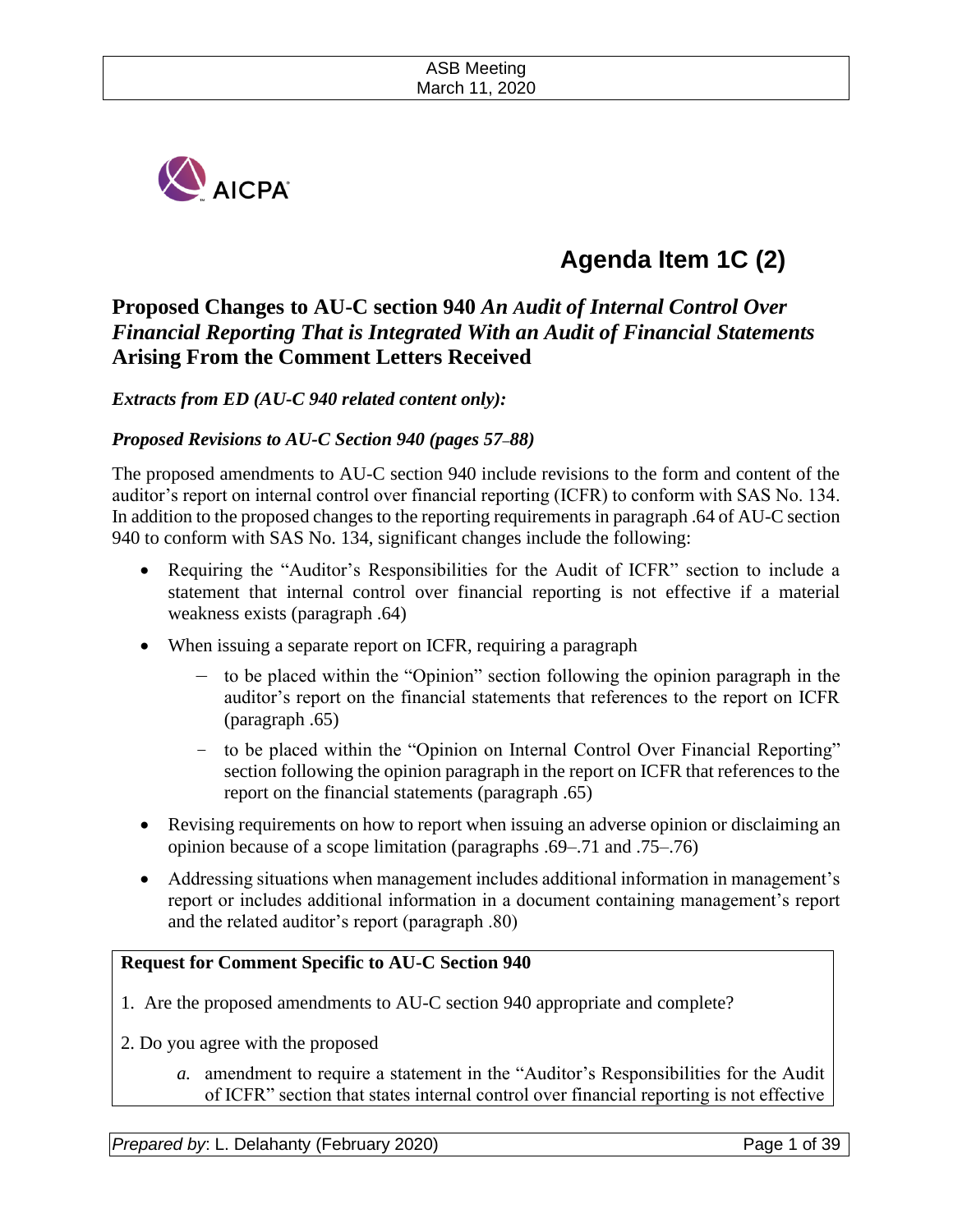ASB Meeting
March 11, 2020

AICPA

# Agenda Item 1C (2)

## Proposed Changes to AU-C section 940 *An Audit of Internal Control Over Financial Reporting That is Integrated With an Audit of Financial Statements* Arising From the Comment Letters Received

***Extracts from ED (AU-C 940 related content only):***

***Proposed Revisions to AU-C Section 940 (pages 57–88)***

The proposed amendments to AU-C section 940 include revisions to the form and content of the auditor's report on internal control over financial reporting (ICFR) to conform with SAS No. 134. In addition to the proposed changes to the reporting requirements in paragraph .64 of AU-C section 940 to conform with SAS No. 134, significant changes include the following:

- Requiring the "Auditor's Responsibilities for the Audit of ICFR" section to include a statement that internal control over financial reporting is not effective if a material weakness exists (paragraph .64)
- When issuing a separate report on ICFR, requiring a paragraph
  - to be placed within the "Opinion" section following the opinion paragraph in the auditor's report on the financial statements that references to the report on ICFR (paragraph .65)
  - to be placed within the "Opinion on Internal Control Over Financial Reporting" section following the opinion paragraph in the report on ICFR that references to the report on the financial statements (paragraph .65)
- Revising requirements on how to report when issuing an adverse opinion or disclaiming an opinion because of a scope limitation (paragraphs .69–.71 and .75–.76)
- Addressing situations when management includes additional information in management's report or includes additional information in a document containing management's report and the related auditor's report (paragraph .80)

**Request for Comment Specific to AU-C Section 940**

1. Are the proposed amendments to AU-C section 940 appropriate and complete?

2. Do you agree with the proposed

   *a.* amendment to require a statement in the "Auditor's Responsibilities for the Audit of ICFR" section that states internal control over financial reporting is not effective

*Prepared by*: L. Delahanty (February 2020)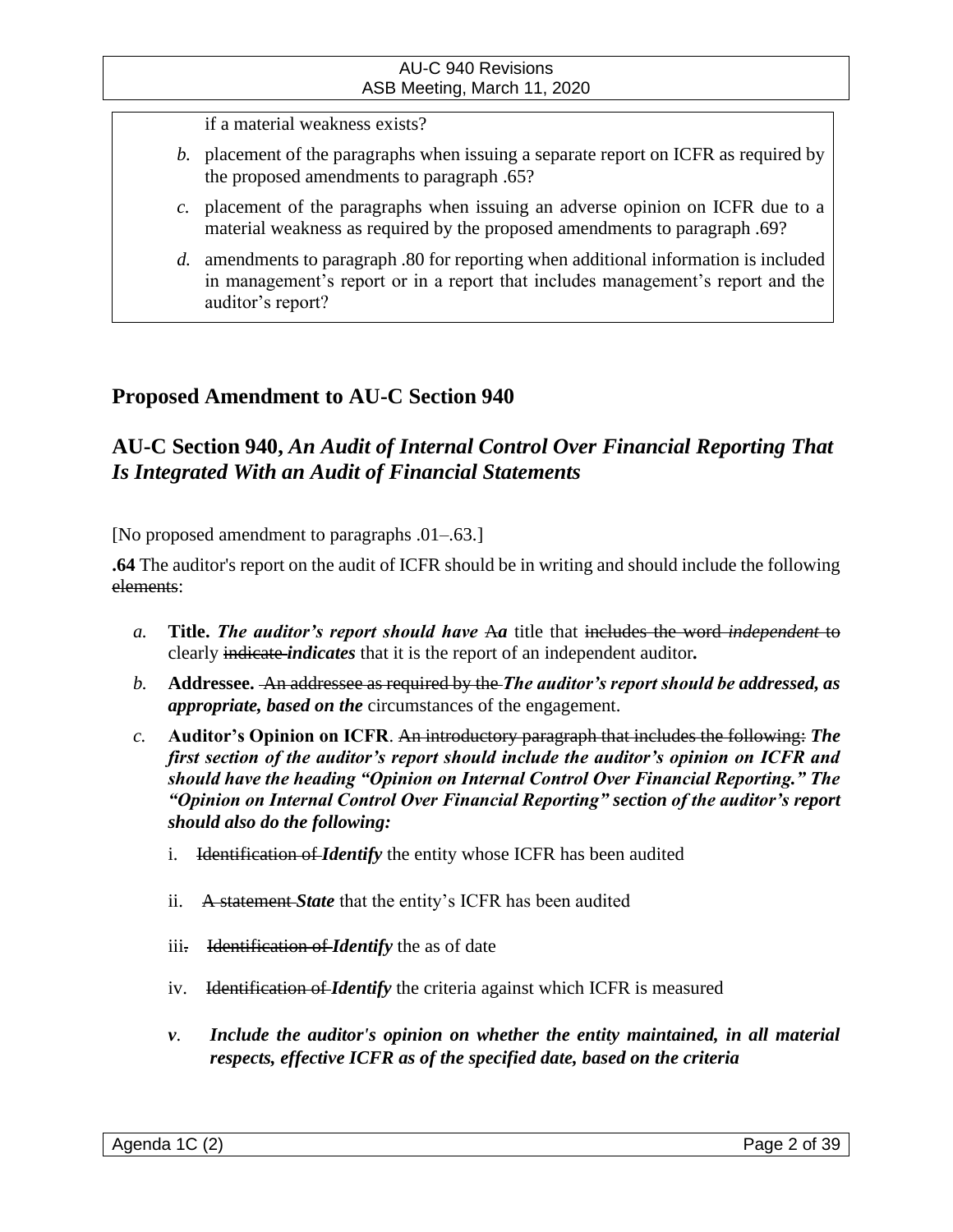if a material weakness exists?

*b.* placement of the paragraphs when issuing a separate report on ICFR as required by the proposed amendments to paragraph .65?

*c.* placement of the paragraphs when issuing an adverse opinion on ICFR due to a material weakness as required by the proposed amendments to paragraph .69?

*d.* amendments to paragraph .80 for reporting when additional information is included in management's report or in a report that includes management's report and the auditor's report?

## Proposed Amendment to AU-C Section 940

## AU-C Section 940, *An Audit of Internal Control Over Financial Reporting That Is Integrated With an Audit of Financial Statements*

[No proposed amendment to paragraphs .01–.63.]

**.64** The auditor's report on the audit of ICFR should be in writing and should include the following ~~elements~~:

*a.* **Title.** ***The auditor's report should have*** ~~A~~***a*** title that ~~includes the word *independent* to~~ clearly ~~indicate~~ ***indicates*** that it is the report of an independent auditor**.**

*b.* **Addressee.** ~~An addressee as required by the~~ ***The auditor's report should be addressed, as appropriate, based on the*** circumstances of the engagement.

*c.* **Auditor's Opinion on ICFR**. ~~An introductory paragraph that includes the following:~~ ***The first section of the auditor's report should include the auditor's opinion on ICFR and should have the heading "Opinion on Internal Control Over Financial Reporting." The "Opinion on Internal Control Over Financial Reporting" section of the auditor's report should also do the following:***

   i. ~~Identification of~~ ***Identify*** the entity whose ICFR has been audited

   ii. ~~A statement~~ ***State*** that the entity's ICFR has been audited

   iii~~.~~ ~~Identification of~~ ***Identify*** the as of date

   iv. ~~Identification of~~ ***Identify*** the criteria against which ICFR is measured

   ***v. Include the auditor's opinion on whether the entity maintained, in all material respects, effective ICFR as of the specified date, based on the criteria***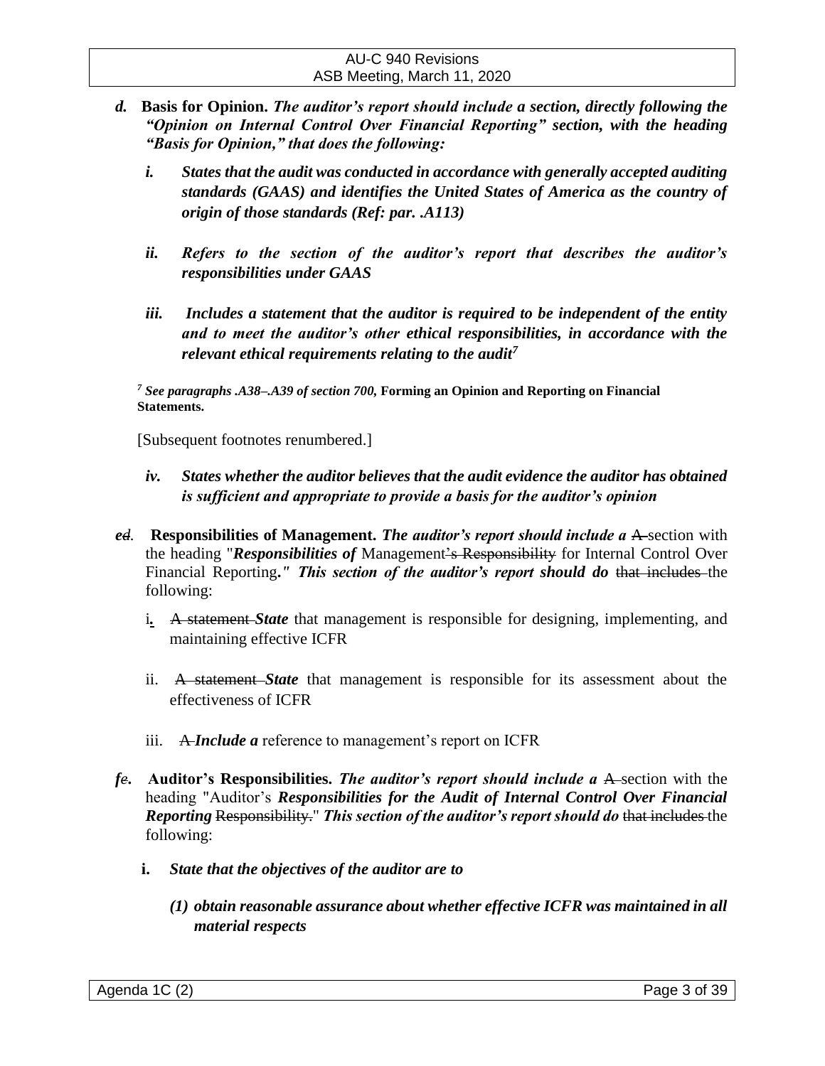*d.* **Basis for Opinion.** ***The auditor's report should include a section, directly following the "Opinion on Internal Control Over Financial Reporting" section, with the heading "Basis for Opinion," that does the following:***

- ***i.*** ***States that the audit was conducted in accordance with generally accepted auditing standards (GAAS) and identifies the United States of America as the country of origin of those standards (Ref: par. .A113)***

- ***ii.*** ***Refers to the section of the auditor's report that describes the auditor's responsibilities under GAAS***

- ***iii.*** ***Includes a statement that the auditor is required to be independent of the entity and to meet the auditor's other ethical responsibilities, in accordance with the relevant ethical requirements relating to the audit***[7]

[7] ***See paragraphs .A38–.A39 of section 700,*** **Forming an Opinion and Reporting on Financial Statements.**

[Subsequent footnotes renumbered.]

- ***iv.*** ***States whether the auditor believes that the audit evidence the auditor has obtained is sufficient and appropriate to provide a basis for the auditor's opinion***

***e***~~d~~. **Responsibilities of Management.** ***The auditor's report should include a*** ~~A~~ section with the heading "***Responsibilities of*** Management~~'s Responsibility~~ for Internal Control Over Financial Reporting**.***"*** ***This section of the auditor's report should do*** ~~that includes~~ the following:

- i**.** ~~A statement~~ ***State*** that management is responsible for designing, implementing, and maintaining effective ICFR

- ii. ~~A statement~~ ***State*** that management is responsible for its assessment about the effectiveness of ICFR

- iii. ~~A~~ ***Include a*** reference to management's report on ICFR

***f***~~e~~**.** **Auditor's Responsibilities.** ***The auditor's report should include a*** ~~A~~ section with the heading "Auditor's ***Responsibilities for the Audit of Internal Control Over Financial Reporting*** ~~Responsibility.~~" ***This section of the auditor's report should do*** ~~that includes~~ the following:

- **i.** ***State that the objectives of the auditor are to***

  - ***(1) obtain reasonable assurance about whether effective ICFR was maintained in all material respects***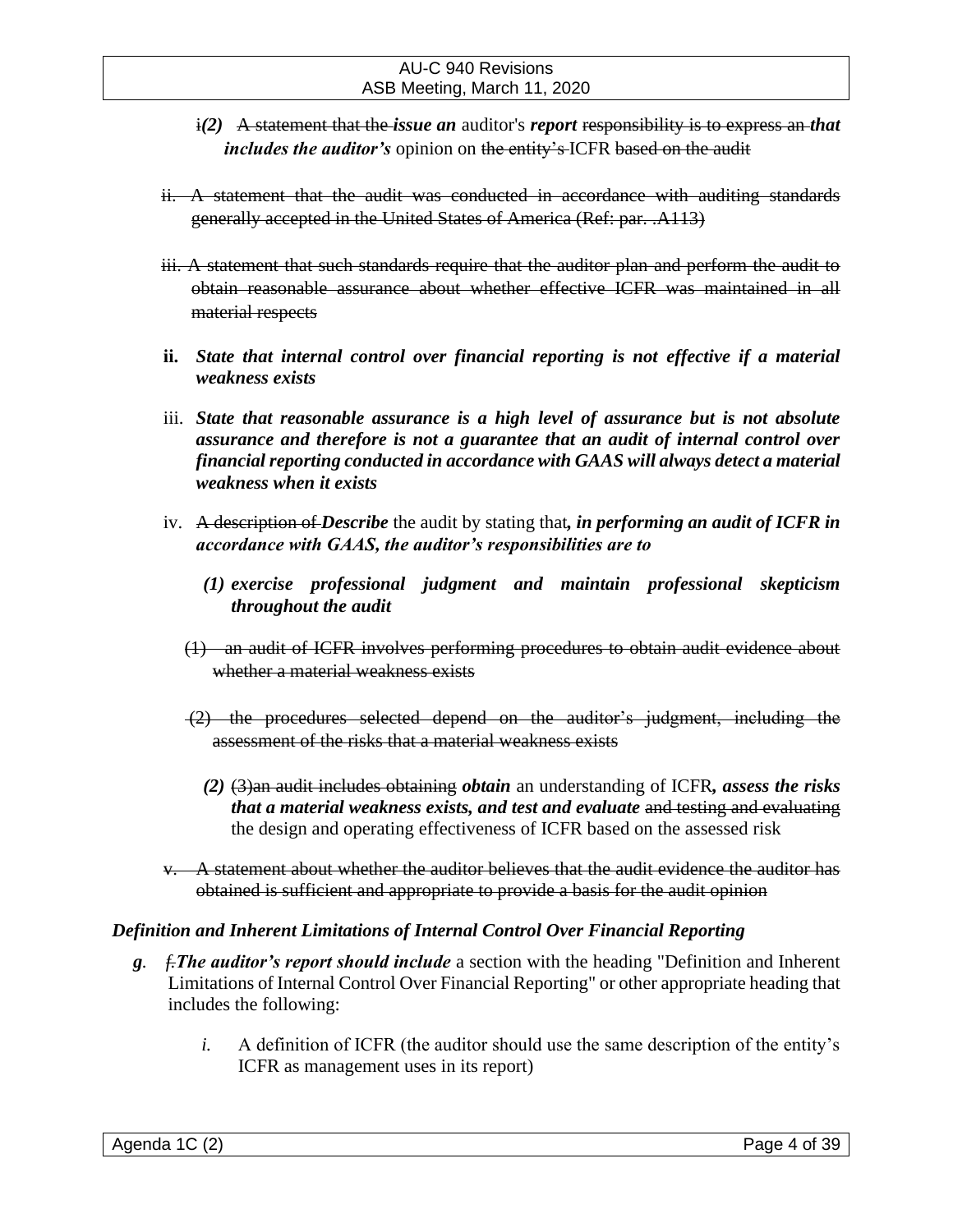~~i~~***(2)*** ~~A statement that the~~ ***issue an*** auditor's ***report*** ~~responsibility is to express an~~ ***that includes the auditor's*** opinion on ~~the entity's~~ ICFR ~~based on the audit~~

~~ii. A statement that the audit was conducted in accordance with auditing standards generally accepted in the United States of America (Ref: par. .A113)~~

~~iii. A statement that such standards require that the auditor plan and perform the audit to obtain reasonable assurance about whether effective ICFR was maintained in all material respects~~

**ii.** ***State that internal control over financial reporting is not effective if a material weakness exists***

iii. ***State that reasonable assurance is a high level of assurance but is not absolute assurance and therefore is not a guarantee that an audit of internal control over financial reporting conducted in accordance with GAAS will always detect a material weakness when it exists***

iv. ~~A description of~~ ***Describe*** the audit by stating that***, in performing an audit of ICFR in accordance with GAAS, the auditor's responsibilities are to***

***(1) exercise professional judgment and maintain professional skepticism throughout the audit***

~~(1) an audit of ICFR involves performing procedures to obtain audit evidence about whether a material weakness exists~~

~~(2) the procedures selected depend on the auditor's judgment, including the assessment of the risks that a material weakness exists~~

***(2)*** ~~(3)an audit includes obtaining~~ ***obtain*** an understanding of ICFR***, assess the risks that a material weakness exists, and test and evaluate*** ~~and testing and evaluating~~ the design and operating effectiveness of ICFR based on the assessed risk

~~v. A statement about whether the auditor believes that the audit evidence the auditor has obtained is sufficient and appropriate to provide a basis for the audit opinion~~

***Definition and Inherent Limitations of Internal Control Over Financial Reporting***

***g.*** ~~f.~~***The auditor's report should include*** a section with the heading "Definition and Inherent Limitations of Internal Control Over Financial Reporting" or other appropriate heading that includes the following:

*i.* A definition of ICFR (the auditor should use the same description of the entity's ICFR as management uses in its report)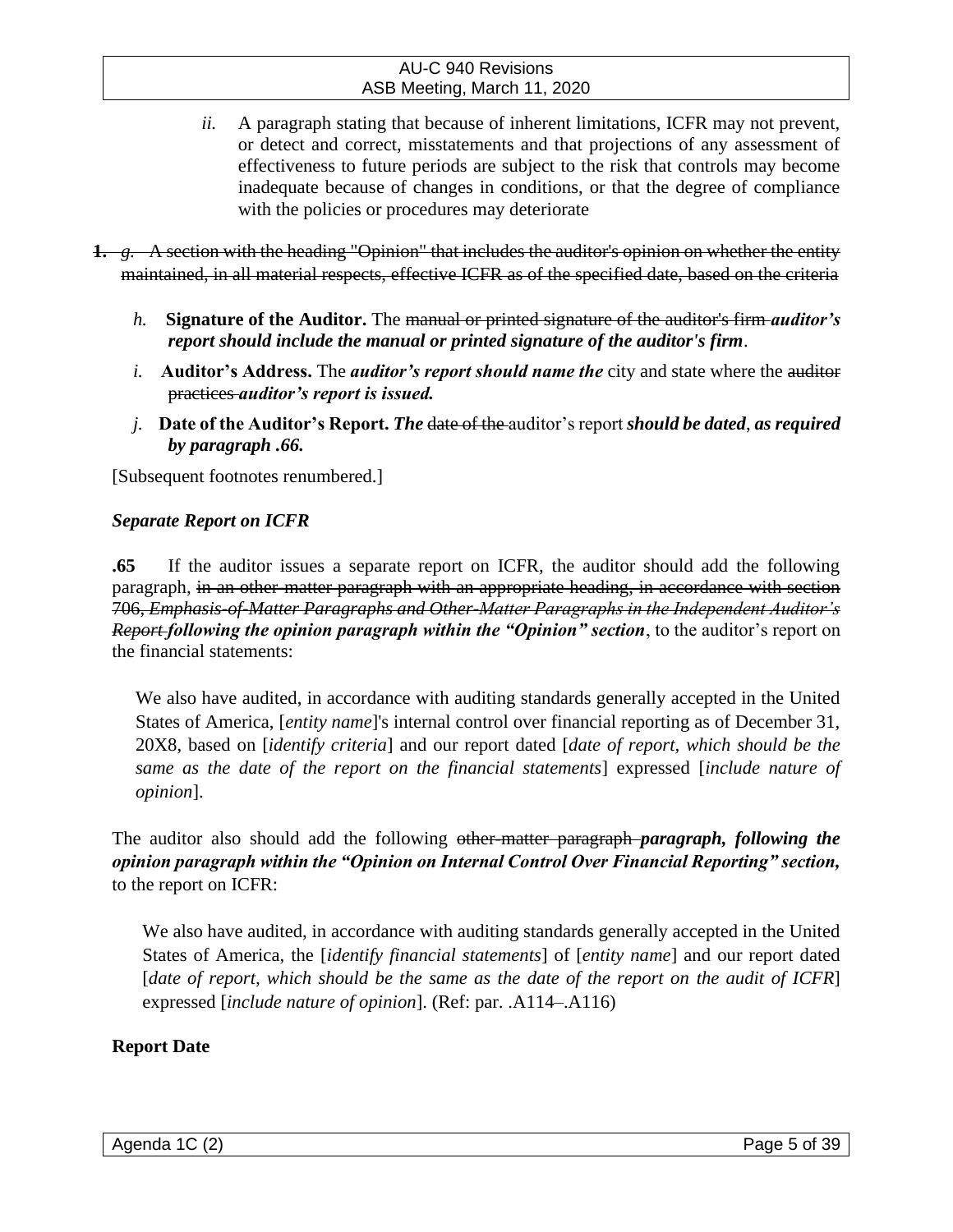*ii.* A paragraph stating that because of inherent limitations, ICFR may not prevent, or detect and correct, misstatements and that projections of any assessment of effectiveness to future periods are subject to the risk that controls may become inadequate because of changes in conditions, or that the degree of compliance with the policies or procedures may deteriorate

~~**1.** *g.* A section with the heading "Opinion" that includes the auditor's opinion on whether the entity maintained, in all material respects, effective ICFR as of the specified date, based on the criteria~~

*h.* **Signature of the Auditor.** The ~~manual or printed signature of the auditor's firm~~ ***auditor's report should include the manual or printed signature of the auditor's firm***.

*i.* **Auditor's Address.** The ***auditor's report should name the*** city and state where the ~~auditor practices~~ ***auditor's report is issued.***

*j.* **Date of the Auditor's Report.** ***The*** ~~date of the~~ auditor's report ***should be dated, as required by paragraph .66.***

[Subsequent footnotes renumbered.]

### *Separate Report on ICFR*

**.65** If the auditor issues a separate report on ICFR, the auditor should add the following paragraph, ~~in an other-matter paragraph with an appropriate heading, in accordance with section 706, *Emphasis-of-Matter Paragraphs and Other-Matter Paragraphs in the Independent Auditor's Report*~~ ***following the opinion paragraph within the "Opinion" section***, to the auditor's report on the financial statements:

> We also have audited, in accordance with auditing standards generally accepted in the United States of America, [*entity name*]'s internal control over financial reporting as of December 31, 20X8, based on [*identify criteria*] and our report dated [*date of report, which should be the same as the date of the report on the financial statements*] expressed [*include nature of opinion*].

The auditor also should add the following ~~other-matter paragraph~~ ***paragraph, following the opinion paragraph within the "Opinion on Internal Control Over Financial Reporting" section,*** to the report on ICFR:

> We also have audited, in accordance with auditing standards generally accepted in the United States of America, the [*identify financial statements*] of [*entity name*] and our report dated [*date of report, which should be the same as the date of the report on the audit of ICFR*] expressed [*include nature of opinion*]. (Ref: par. .A114–.A116)

### Report Date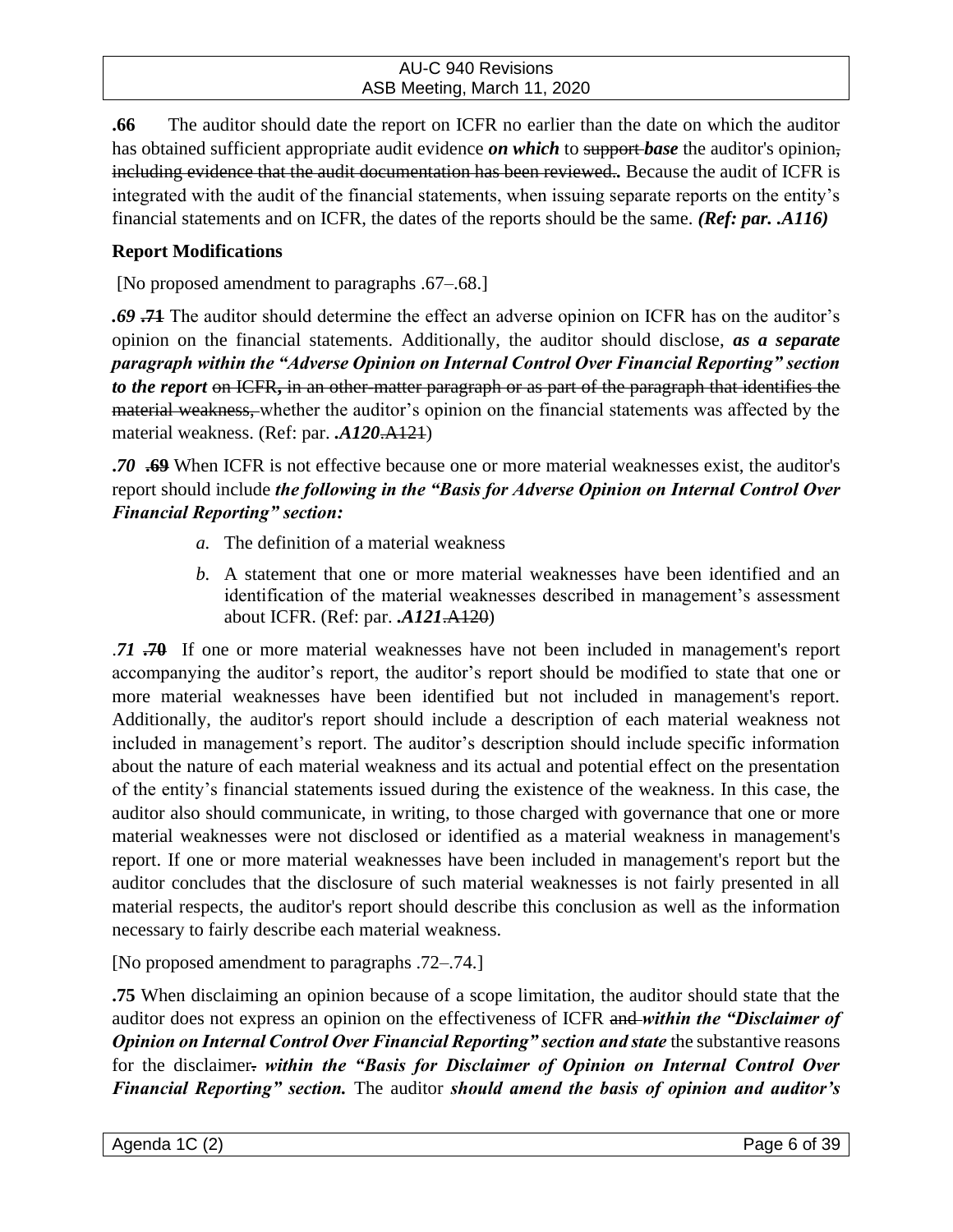**.66** The auditor should date the report on ICFR no earlier than the date on which the auditor has obtained sufficient appropriate audit evidence ***on which*** to ~~support~~ ***base*** the auditor's opinion~~, including evidence that the audit documentation has been reviewed.~~**.** Because the audit of ICFR is integrated with the audit of the financial statements, when issuing separate reports on the entity's financial statements and on ICFR, the dates of the reports should be the same. ***(Ref: par. .A116)***

**Report Modifications**

[No proposed amendment to paragraphs .67–.68.]

***.69*** ~~**.71**~~ The auditor should determine the effect an adverse opinion on ICFR has on the auditor's opinion on the financial statements. Additionally, the auditor should disclose, ***as a separate paragraph within the "Adverse Opinion on Internal Control Over Financial Reporting" section to the report*** ~~on ICFR, in an other-matter paragraph or as part of the paragraph that identifies the material weakness,~~ whether the auditor's opinion on the financial statements was affected by the material weakness. (Ref: par. ***.A120***~~.A121~~)

***.70*** ~~**.69**~~ When ICFR is not effective because one or more material weaknesses exist, the auditor's report should include ***the following in the "Basis for Adverse Opinion on Internal Control Over Financial Reporting" section:***

- *a.* The definition of a material weakness
- *b.* A statement that one or more material weaknesses have been identified and an identification of the material weaknesses described in management's assessment about ICFR. (Ref: par. ***.A121***~~.A120~~)

***.71*** ~~**.70**~~ If one or more material weaknesses have not been included in management's report accompanying the auditor's report, the auditor's report should be modified to state that one or more material weaknesses have been identified but not included in management's report. Additionally, the auditor's report should include a description of each material weakness not included in management's report. The auditor's description should include specific information about the nature of each material weakness and its actual and potential effect on the presentation of the entity's financial statements issued during the existence of the weakness. In this case, the auditor also should communicate, in writing, to those charged with governance that one or more material weaknesses were not disclosed or identified as a material weakness in management's report. If one or more material weaknesses have been included in management's report but the auditor concludes that the disclosure of such material weaknesses is not fairly presented in all material respects, the auditor's report should describe this conclusion as well as the information necessary to fairly describe each material weakness.

[No proposed amendment to paragraphs .72–.74.]

**.75** When disclaiming an opinion because of a scope limitation, the auditor should state that the auditor does not express an opinion on the effectiveness of ICFR ~~and~~ ***within the "Disclaimer of Opinion on Internal Control Over Financial Reporting" section and state*** the substantive reasons for the disclaimer~~.~~ ***within the "Basis for Disclaimer of Opinion on Internal Control Over Financial Reporting" section.*** The auditor ***should amend the basis of opinion and auditor's***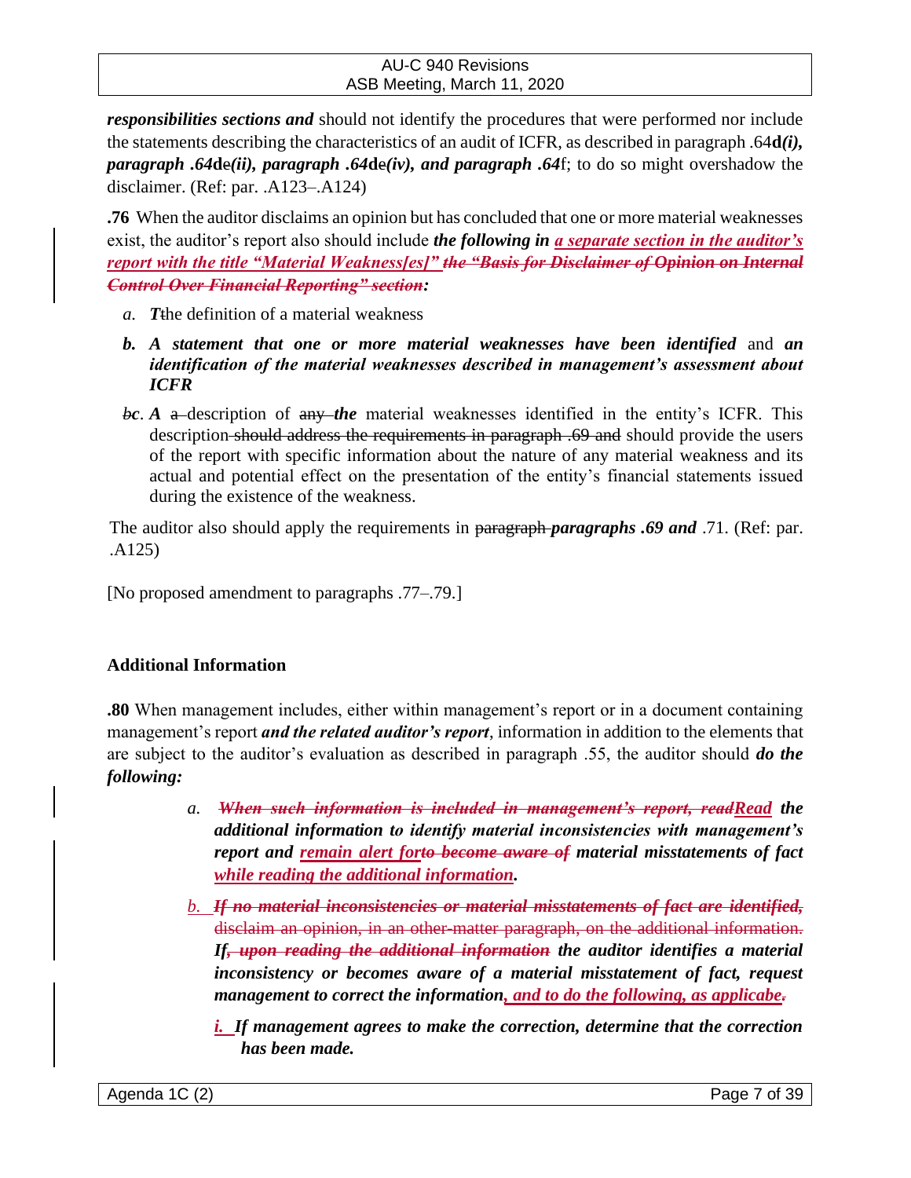***responsibilities sections and*** should not identify the procedures that were performed nor include the statements describing the characteristics of an audit of ICFR, as described in paragraph .64**d*(i), paragraph .64*****d*e*(ii), paragraph .64*****d*e*(iv), and paragraph .64*f; to do so might overshadow the disclaimer. (Ref: par. .A123–.A124)

**.76** When the auditor disclaims an opinion but has concluded that one or more material weaknesses exist, the auditor's report also should include ***the following in*** ***a separate section in the auditor's report with the title "Material Weakness[es]"*** ~~***the "Basis for Disclaimer of Opinion on Internal Control Over Financial Reporting" section***~~***:***

- *a.* ***T***~~t~~he definition of a material weakness
- ***b. A statement that one or more material weaknesses have been identified*** and ***an identification of the material weaknesses described in management's assessment about ICFR***
- ~~*b*~~***c***. ***A*** ~~a~~ description of ~~any~~ ***the*** material weaknesses identified in the entity's ICFR. This description ~~should address the requirements in paragraph .69 and~~ should provide the users of the report with specific information about the nature of any material weakness and its actual and potential effect on the presentation of the entity's financial statements issued during the existence of the weakness.

The auditor also should apply the requirements in ~~paragraph~~ ***paragraphs .69 and*** .71. (Ref: par. .A125)

[No proposed amendment to paragraphs .77–.79.]

## Additional Information

**.80** When management includes, either within management's report or in a document containing management's report ***and the related auditor's report***, information in addition to the elements that are subject to the auditor's evaluation as described in paragraph .55, the auditor should ***do the following:***

- *a.* ~~***When such information is included in management's report, read***~~***Read the additional information to identify material inconsistencies with management's report and remain alert for*** ~~***to become aware of***~~ ***material misstatements of fact while reading the additional information.***
- *b.* ~~***If no material inconsistencies or material misstatements of fact are identified,*** disclaim an opinion, in an other-matter paragraph, on the additional information.~~ ***If***~~***, upon reading the additional information***~~ ***the auditor identifies a material inconsistency or becomes aware of a material misstatement of fact, request management to correct the information, and to do the following, as applicable***~~.~~
  - ***i. If management agrees to make the correction, determine that the correction has been made.***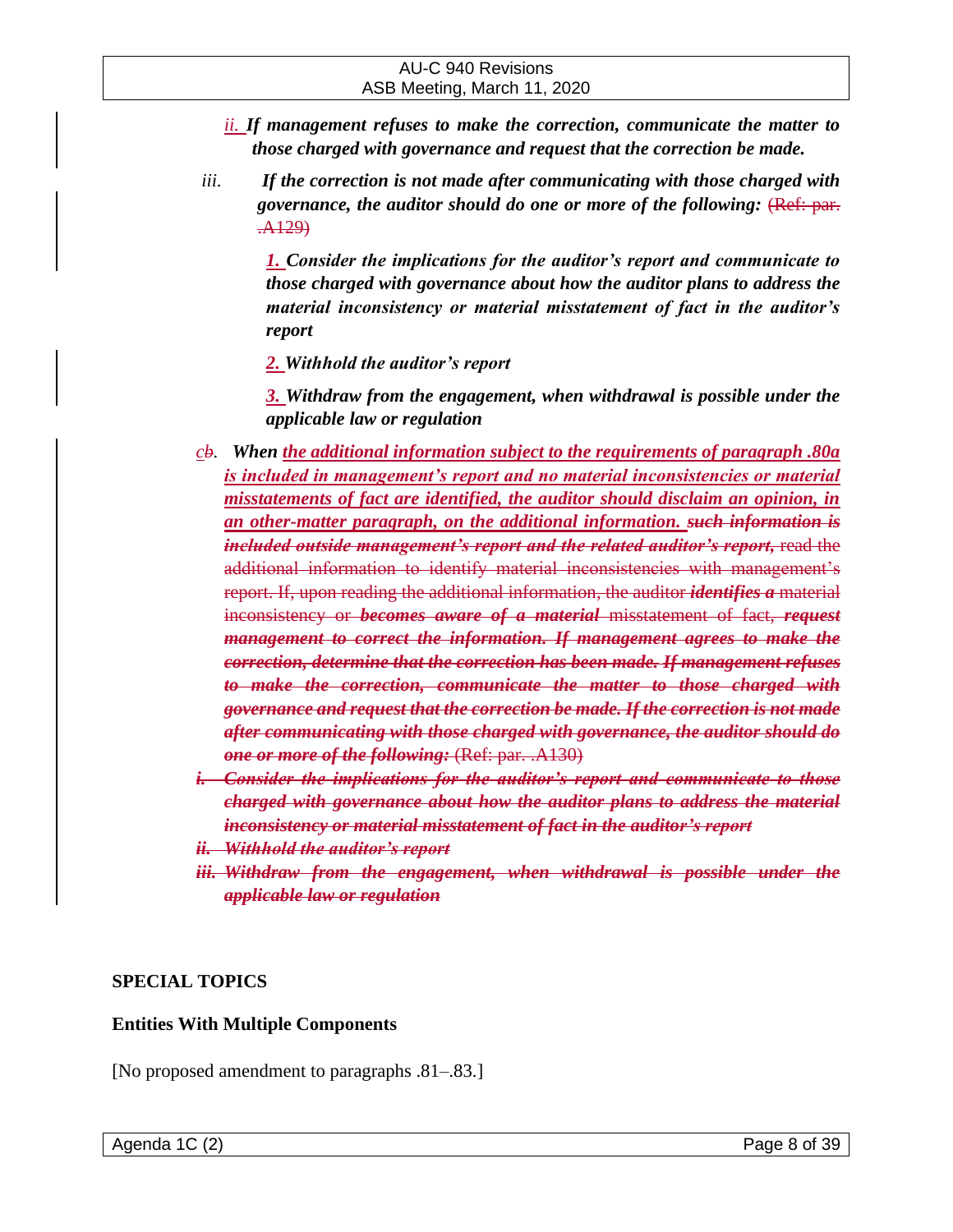*ii.* ***If management refuses to make the correction, communicate the matter to those charged with governance and request that the correction be made.***

*iii.* ***If the correction is not made after communicating with those charged with governance, the auditor should do one or more of the following:*** ~~(Ref: par. .A129)~~

***1. Consider the implications for the auditor's report and communicate to those charged with governance about how the auditor plans to address the material inconsistency or material misstatement of fact in the auditor's report***

***2. Withhold the auditor's report***

***3. Withdraw from the engagement, when withdrawal is possible under the applicable law or regulation***

*c*~~*b*~~*.* ***When the additional information subject to the requirements of paragraph .80a is included in management's report and no material inconsistencies or material misstatements of fact are identified, the auditor should disclaim an opinion, in an other-matter paragraph, on the additional information.*** ~~***such information is included outside management's report and the related auditor's report,*** read the additional information to identify material inconsistencies with management's report. If, upon reading the additional information, the auditor ***identifies a*** material inconsistency or ***becomes aware of a material*** misstatement of fact, ***request management to correct the information. If management agrees to make the correction, determine that the correction has been made. If management refuses to make the correction, communicate the matter to those charged with governance and request that the correction be made. If the correction is not made after communicating with those charged with governance, the auditor should do one or more of the following:*** (Ref: par. .A130)~~

~~***i. Consider the implications for the auditor's report and communicate to those charged with governance about how the auditor plans to address the material inconsistency or material misstatement of fact in the auditor's report***~~

~~***ii. Withhold the auditor's report***~~

~~***iii. Withdraw from the engagement, when withdrawal is possible under the applicable law or regulation***~~

## SPECIAL TOPICS

### Entities With Multiple Components

[No proposed amendment to paragraphs .81–.83.]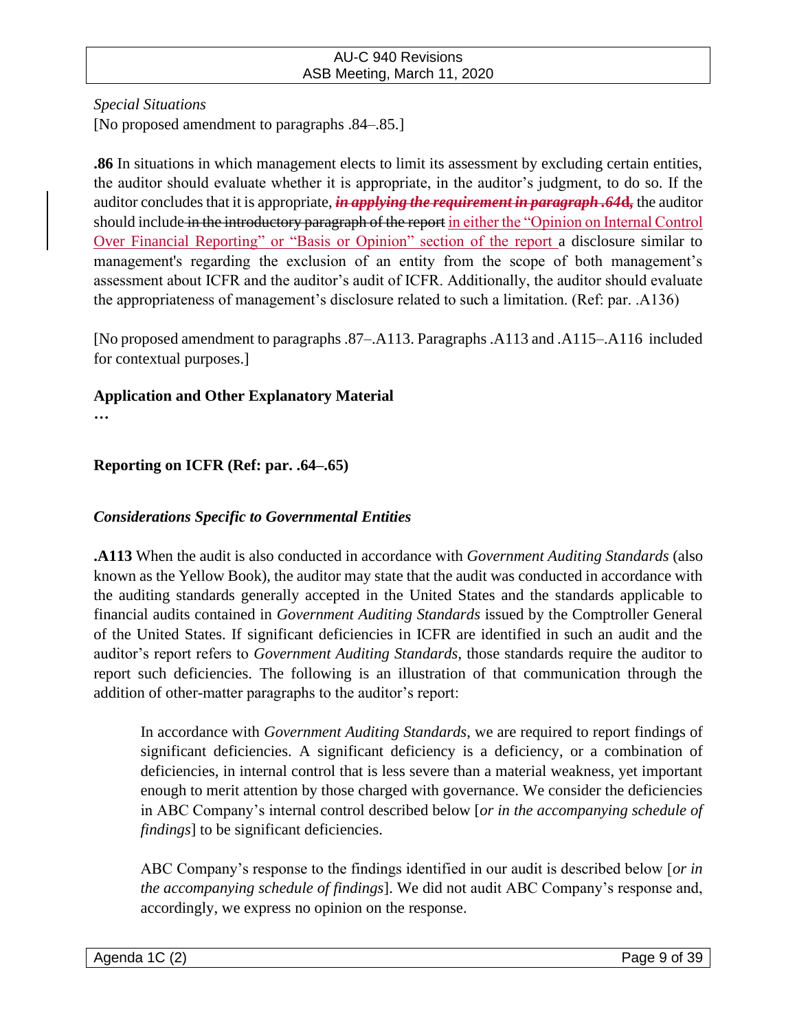*Special Situations*

[No proposed amendment to paragraphs .84–.85.]

**.86** In situations in which management elects to limit its assessment by excluding certain entities, the auditor should evaluate whether it is appropriate, in the auditor's judgment, to do so. If the auditor concludes that it is appropriate, ~~***in applying the requirement in paragraph .64d,***~~ the auditor should include ~~in the introductory paragraph of the report~~ in either the "Opinion on Internal Control Over Financial Reporting" or "Basis or Opinion" section of the report a disclosure similar to management's regarding the exclusion of an entity from the scope of both management's assessment about ICFR and the auditor's audit of ICFR. Additionally, the auditor should evaluate the appropriateness of management's disclosure related to such a limitation. (Ref: par. .A136)

[No proposed amendment to paragraphs .87–.A113. Paragraphs .A113 and .A115–.A116 included for contextual purposes.]

**Application and Other Explanatory Material**

**…**

**Reporting on ICFR (Ref: par. .64–.65)**

***Considerations Specific to Governmental Entities***

**.A113** When the audit is also conducted in accordance with *Government Auditing Standards* (also known as the Yellow Book), the auditor may state that the audit was conducted in accordance with the auditing standards generally accepted in the United States and the standards applicable to financial audits contained in *Government Auditing Standards* issued by the Comptroller General of the United States. If significant deficiencies in ICFR are identified in such an audit and the auditor's report refers to *Government Auditing Standards*, those standards require the auditor to report such deficiencies. The following is an illustration of that communication through the addition of other-matter paragraphs to the auditor's report:

> In accordance with *Government Auditing Standards*, we are required to report findings of significant deficiencies. A significant deficiency is a deficiency, or a combination of deficiencies, in internal control that is less severe than a material weakness, yet important enough to merit attention by those charged with governance. We consider the deficiencies in ABC Company's internal control described below [*or in the accompanying schedule of findings*] to be significant deficiencies.
>
> ABC Company's response to the findings identified in our audit is described below [*or in the accompanying schedule of findings*]. We did not audit ABC Company's response and, accordingly, we express no opinion on the response.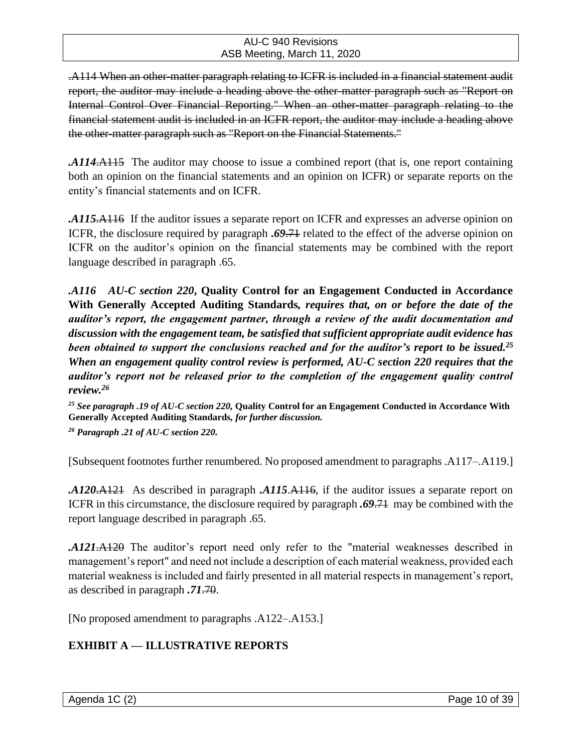~~.A114 When an other-matter paragraph relating to ICFR is included in a financial statement audit report, the auditor may include a heading above the other-matter paragraph such as "Report on Internal Control Over Financial Reporting." When an other-matter paragraph relating to the financial statement audit is included in an ICFR report, the auditor may include a heading above the other-matter paragraph such as "Report on the Financial Statements."~~

***.A114***~~.A115~~ The auditor may choose to issue a combined report (that is, one report containing both an opinion on the financial statements and an opinion on ICFR) or separate reports on the entity's financial statements and on ICFR.

***.A115***~~.A116~~ If the auditor issues a separate report on ICFR and expresses an adverse opinion on ICFR, the disclosure required by paragraph ***.69***~~.71~~ related to the effect of the adverse opinion on ICFR on the auditor's opinion on the financial statements may be combined with the report language described in paragraph .65.

***.A116 AU-C section 220*, Quality Control for an Engagement Conducted in Accordance With Generally Accepted Auditing Standards*, requires that, on or before the date of the auditor's report, the engagement partner, through a review of the audit documentation and discussion with the engagement team, be satisfied that sufficient appropriate audit evidence has been obtained to support the conclusions reached and for the auditor's report to be issued.*[25] *When an engagement quality control review is performed, AU-C section 220 requires that the auditor's report not be released prior to the completion of the engagement quality control review.*[26]**

[25] ***See paragraph .19 of AU-C section 220,* Quality Control for an Engagement Conducted in Accordance With Generally Accepted Auditing Standards*, for further discussion.***

[26] ***Paragraph .21 of AU-C section 220.***

[Subsequent footnotes further renumbered. No proposed amendment to paragraphs .A117–.A119.]

***.A120***~~.A121~~ As described in paragraph ***.A115***~~.A116~~, if the auditor issues a separate report on ICFR in this circumstance, the disclosure required by paragraph ***.69***~~.71~~ may be combined with the report language described in paragraph .65.

***.A121***~~.A120~~ The auditor's report need only refer to the "material weaknesses described in management's report" and need not include a description of each material weakness, provided each material weakness is included and fairly presented in all material respects in management's report, as described in paragraph ***.71***~~.70~~.

[No proposed amendment to paragraphs .A122–.A153.]

## EXHIBIT A — ILLUSTRATIVE REPORTS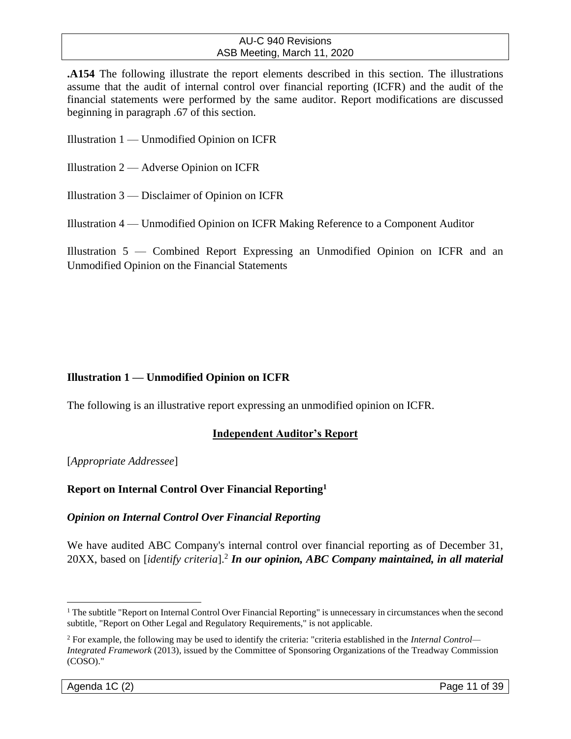**.A154** The following illustrate the report elements described in this section. The illustrations assume that the audit of internal control over financial reporting (ICFR) and the audit of the financial statements were performed by the same auditor. Report modifications are discussed beginning in paragraph .67 of this section.

Illustration 1 — Unmodified Opinion on ICFR

Illustration 2 — Adverse Opinion on ICFR

Illustration 3 — Disclaimer of Opinion on ICFR

Illustration 4 — Unmodified Opinion on ICFR Making Reference to a Component Auditor

Illustration 5 — Combined Report Expressing an Unmodified Opinion on ICFR and an Unmodified Opinion on the Financial Statements

### Illustration 1 — Unmodified Opinion on ICFR

The following is an illustrative report expressing an unmodified opinion on ICFR.

**Independent Auditor's Report**

[*Appropriate Addressee*]

**Report on Internal Control Over Financial Reporting**[1]

***Opinion on Internal Control Over Financial Reporting***

We have audited ABC Company's internal control over financial reporting as of December 31, 20XX, based on [*identify criteria*].[2] ***In our opinion, ABC Company maintained, in all material***

[1] The subtitle "Report on Internal Control Over Financial Reporting" is unnecessary in circumstances when the second subtitle, "Report on Other Legal and Regulatory Requirements," is not applicable.

[2] For example, the following may be used to identify the criteria: "criteria established in the *Internal Control—Integrated Framework* (2013), issued by the Committee of Sponsoring Organizations of the Treadway Commission (COSO)."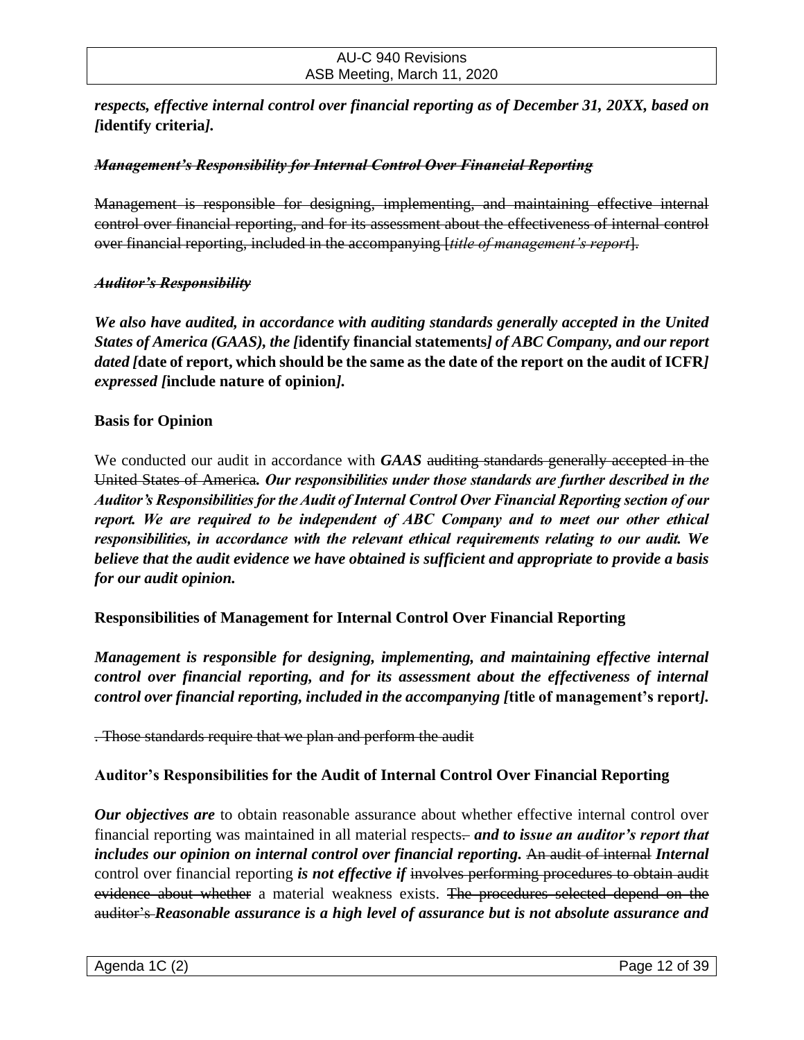***respects, effective internal control over financial reporting as of December 31, 20XX, based on [*identify criteria*].***

~~***Management's Responsibility for Internal Control Over Financial Reporting***~~

~~Management is responsible for designing, implementing, and maintaining effective internal control over financial reporting, and for its assessment about the effectiveness of internal control over financial reporting, included in the accompanying [*title of management's report*].~~

~~***Auditor's Responsibility***~~

***We also have audited, in accordance with auditing standards generally accepted in the United States of America (GAAS), the [*identify financial statements*] of ABC Company, and our report dated [*date of report, which should be the same as the date of the report on the audit of ICFR*] expressed [*include nature of opinion*].***

**Basis for Opinion**

We conducted our audit in accordance with ***GAAS*** ~~auditing standards generally accepted in the United States of America~~*.* ***Our responsibilities under those standards are further described in the Auditor's Responsibilities for the Audit of Internal Control Over Financial Reporting section of our report. We are required to be independent of ABC Company and to meet our other ethical responsibilities, in accordance with the relevant ethical requirements relating to our audit. We believe that the audit evidence we have obtained is sufficient and appropriate to provide a basis for our audit opinion.***

**Responsibilities of Management for Internal Control Over Financial Reporting**

***Management is responsible for designing, implementing, and maintaining effective internal control over financial reporting, and for its assessment about the effectiveness of internal control over financial reporting, included in the accompanying [*title of management's report*].***

~~. Those standards require that we plan and perform the audit~~

**Auditor's Responsibilities for the Audit of Internal Control Over Financial Reporting**

***Our objectives are*** to obtain reasonable assurance about whether effective internal control over financial reporting was maintained in all material respects~~.~~ ***and to issue an auditor's report that includes our opinion on internal control over financial reporting.*** ~~An audit of internal~~ ***Internal*** control over financial reporting ***is not effective if*** ~~involves performing procedures to obtain audit evidence about whether~~ a material weakness exists. ~~The procedures selected depend on the auditor's~~ ***Reasonable assurance is a high level of assurance but is not absolute assurance and***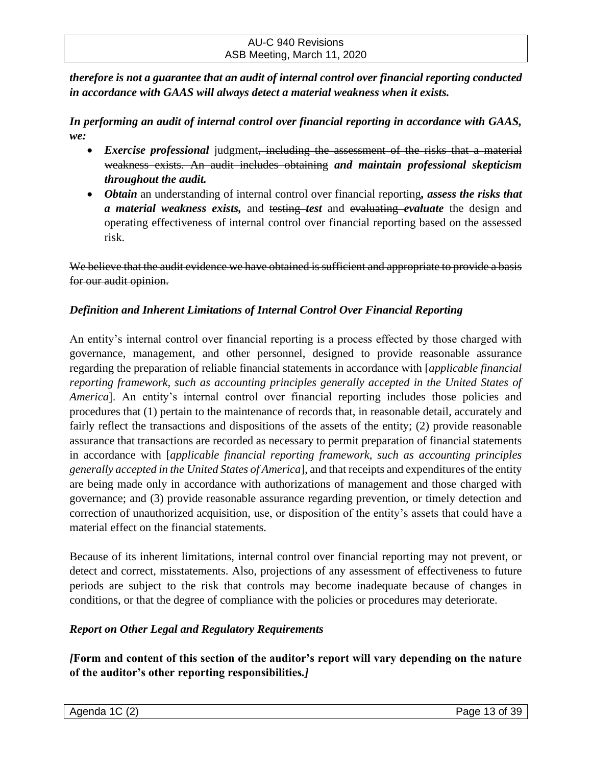***therefore is not a guarantee that an audit of internal control over financial reporting conducted in accordance with GAAS will always detect a material weakness when it exists.***

***In performing an audit of internal control over financial reporting in accordance with GAAS, we:***

- ***Exercise professional*** judgment~~, including the assessment of the risks that a material weakness exists. An audit includes obtaining~~ ***and maintain professional skepticism throughout the audit.***
- ***Obtain*** an understanding of internal control over financial reporting***, assess the risks that a material weakness exists,*** and ~~testing~~ ***test*** and ~~evaluating~~ ***evaluate*** the design and operating effectiveness of internal control over financial reporting based on the assessed risk.

~~We believe that the audit evidence we have obtained is sufficient and appropriate to provide a basis for our audit opinion.~~

*Definition and Inherent Limitations of Internal Control Over Financial Reporting*

An entity's internal control over financial reporting is a process effected by those charged with governance, management, and other personnel, designed to provide reasonable assurance regarding the preparation of reliable financial statements in accordance with [*applicable financial reporting framework, such as accounting principles generally accepted in the United States of America*]. An entity's internal control over financial reporting includes those policies and procedures that (1) pertain to the maintenance of records that, in reasonable detail, accurately and fairly reflect the transactions and dispositions of the assets of the entity; (2) provide reasonable assurance that transactions are recorded as necessary to permit preparation of financial statements in accordance with [*applicable financial reporting framework, such as accounting principles generally accepted in the United States of America*], and that receipts and expenditures of the entity are being made only in accordance with authorizations of management and those charged with governance; and (3) provide reasonable assurance regarding prevention, or timely detection and correction of unauthorized acquisition, use, or disposition of the entity's assets that could have a material effect on the financial statements.

Because of its inherent limitations, internal control over financial reporting may not prevent, or detect and correct, misstatements. Also, projections of any assessment of effectiveness to future periods are subject to the risk that controls may become inadequate because of changes in conditions, or that the degree of compliance with the policies or procedures may deteriorate.

*Report on Other Legal and Regulatory Requirements*

***[*Form and content of this section of the auditor's report will vary depending on the nature of the auditor's other reporting responsibilities.*]***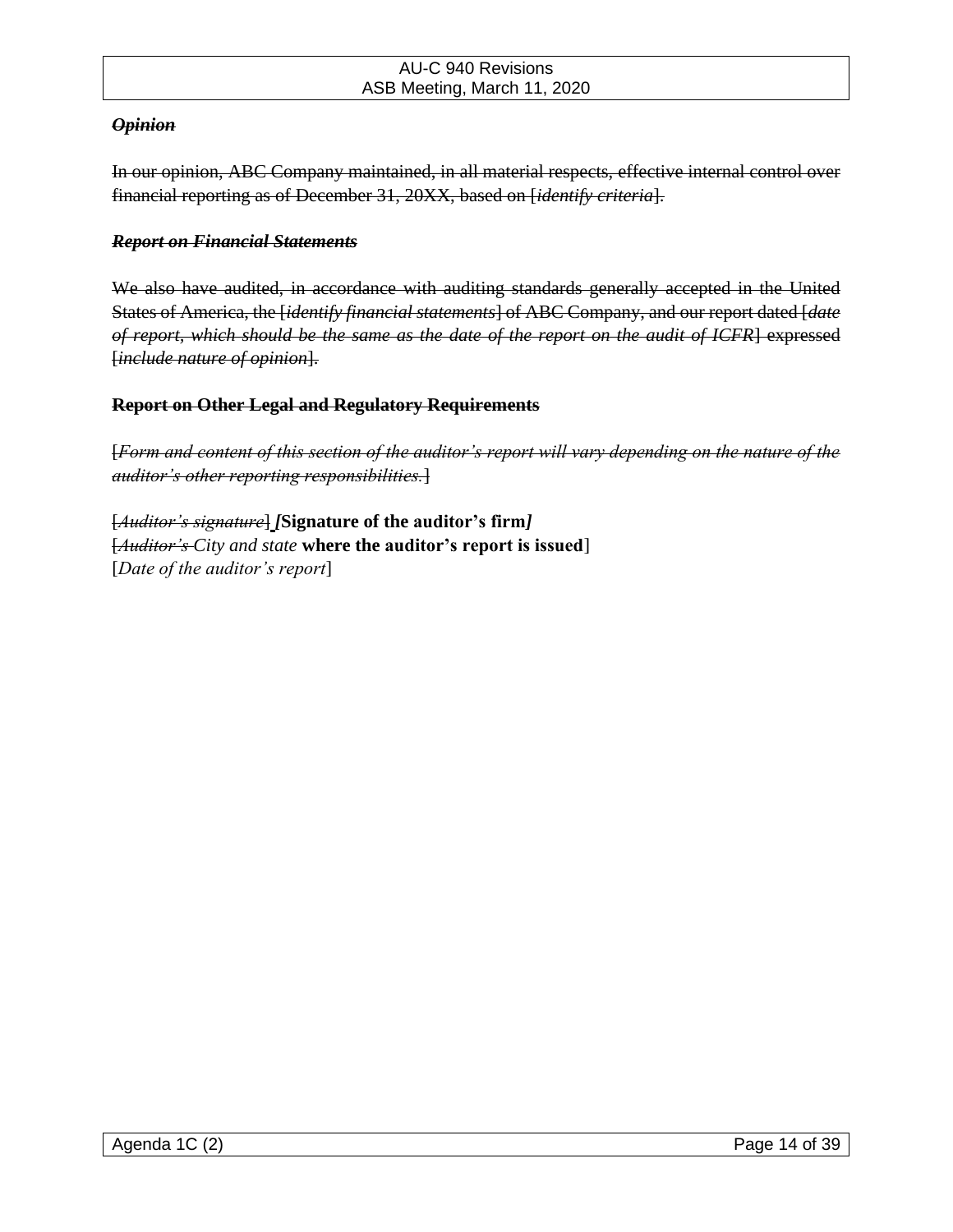***~~Opinion~~***

~~In our opinion, ABC Company maintained, in all material respects, effective internal control over financial reporting as of December 31, 20XX, based on [*identify criteria*].~~

***~~Report on Financial Statements~~***

~~We also have audited, in accordance with auditing standards generally accepted in the United States of America, the [*identify financial statements*] of ABC Company, and our report dated [*date of report, which should be the same as the date of the report on the audit of ICFR*] expressed [*include nature of opinion*].~~

**~~Report on Other Legal and Regulatory Requirements~~**

~~[*Form and content of this section of the auditor's report will vary depending on the nature of the auditor's other reporting responsibilities.*]~~

~~[*Auditor's signature*]~~ ***[*Signature of the auditor's firm*]***
[~~*Auditor's*~~ *City and state* **where the auditor's report is issued**]
[*Date of the auditor's report*]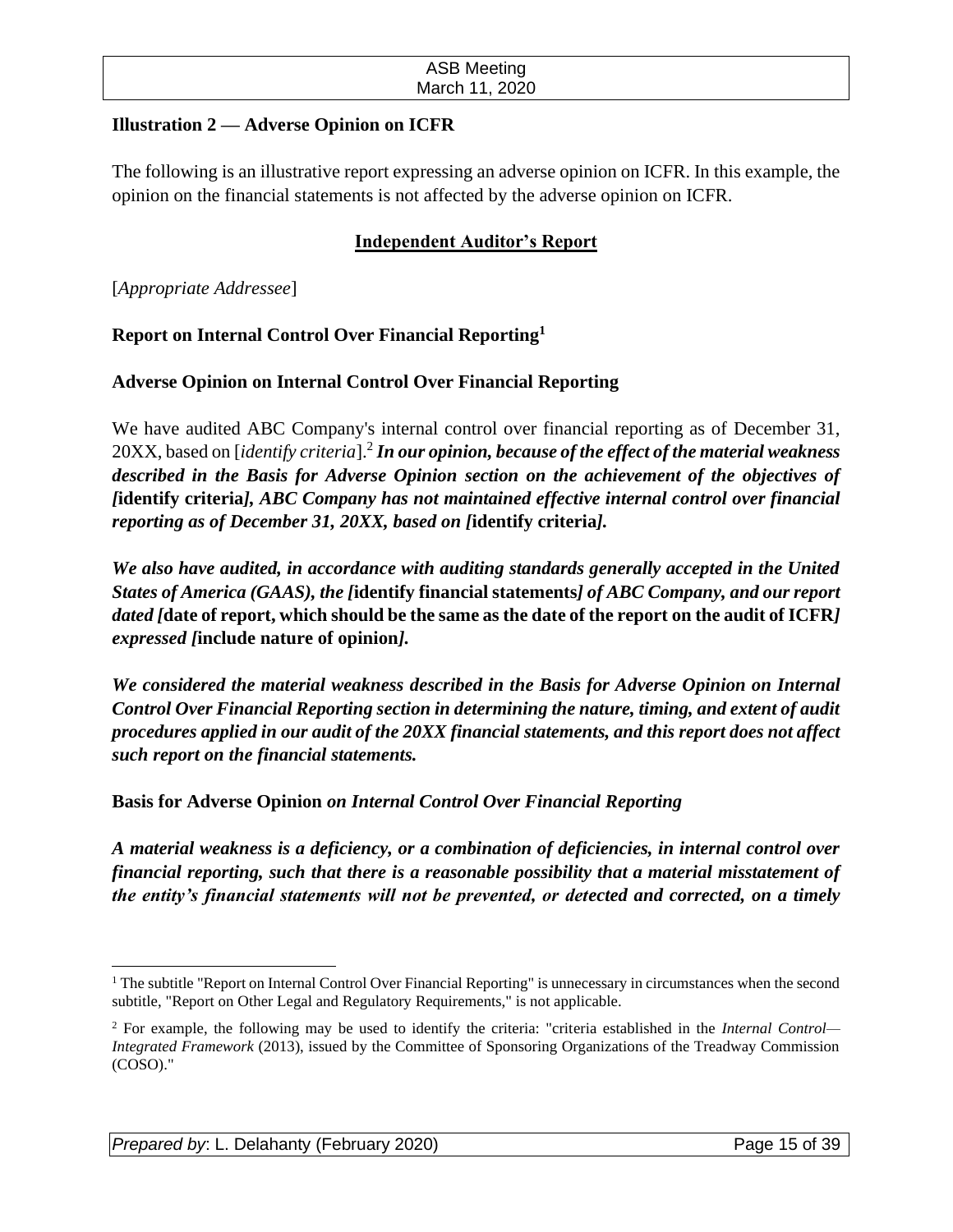### Illustration 2 — Adverse Opinion on ICFR

The following is an illustrative report expressing an adverse opinion on ICFR. In this example, the opinion on the financial statements is not affected by the adverse opinion on ICFR.

**Independent Auditor's Report**

[*Appropriate Addressee*]

**Report on Internal Control Over Financial Reporting**[1]

**Adverse Opinion on Internal Control Over Financial Reporting**

We have audited ABC Company's internal control over financial reporting as of December 31, 20XX, based on [*identify criteria*].[2] ***In our opinion, because of the effect of the material weakness described in the Basis for Adverse Opinion section on the achievement of the objectives of [*****identify criteria*****], ABC Company has not maintained effective internal control over financial reporting as of December 31, 20XX, based on [*****identify criteria*****].***

***We also have audited, in accordance with auditing standards generally accepted in the United States of America (GAAS), the [*****identify financial statements*****] of ABC Company, and our report dated [*****date of report, which should be the same as the date of the report on the audit of ICFR*****] expressed [*****include nature of opinion*****].***

***We considered the material weakness described in the Basis for Adverse Opinion on Internal Control Over Financial Reporting section in determining the nature, timing, and extent of audit procedures applied in our audit of the 20XX financial statements, and this report does not affect such report on the financial statements.***

**Basis for Adverse Opinion *on Internal Control Over Financial Reporting***

***A material weakness is a deficiency, or a combination of deficiencies, in internal control over financial reporting, such that there is a reasonable possibility that a material misstatement of the entity's financial statements will not be prevented, or detected and corrected, on a timely***

---

[1] The subtitle "Report on Internal Control Over Financial Reporting" is unnecessary in circumstances when the second subtitle, "Report on Other Legal and Regulatory Requirements," is not applicable.

[2] For example, the following may be used to identify the criteria: "criteria established in the *Internal Control—Integrated Framework* (2013), issued by the Committee of Sponsoring Organizations of the Treadway Commission (COSO)."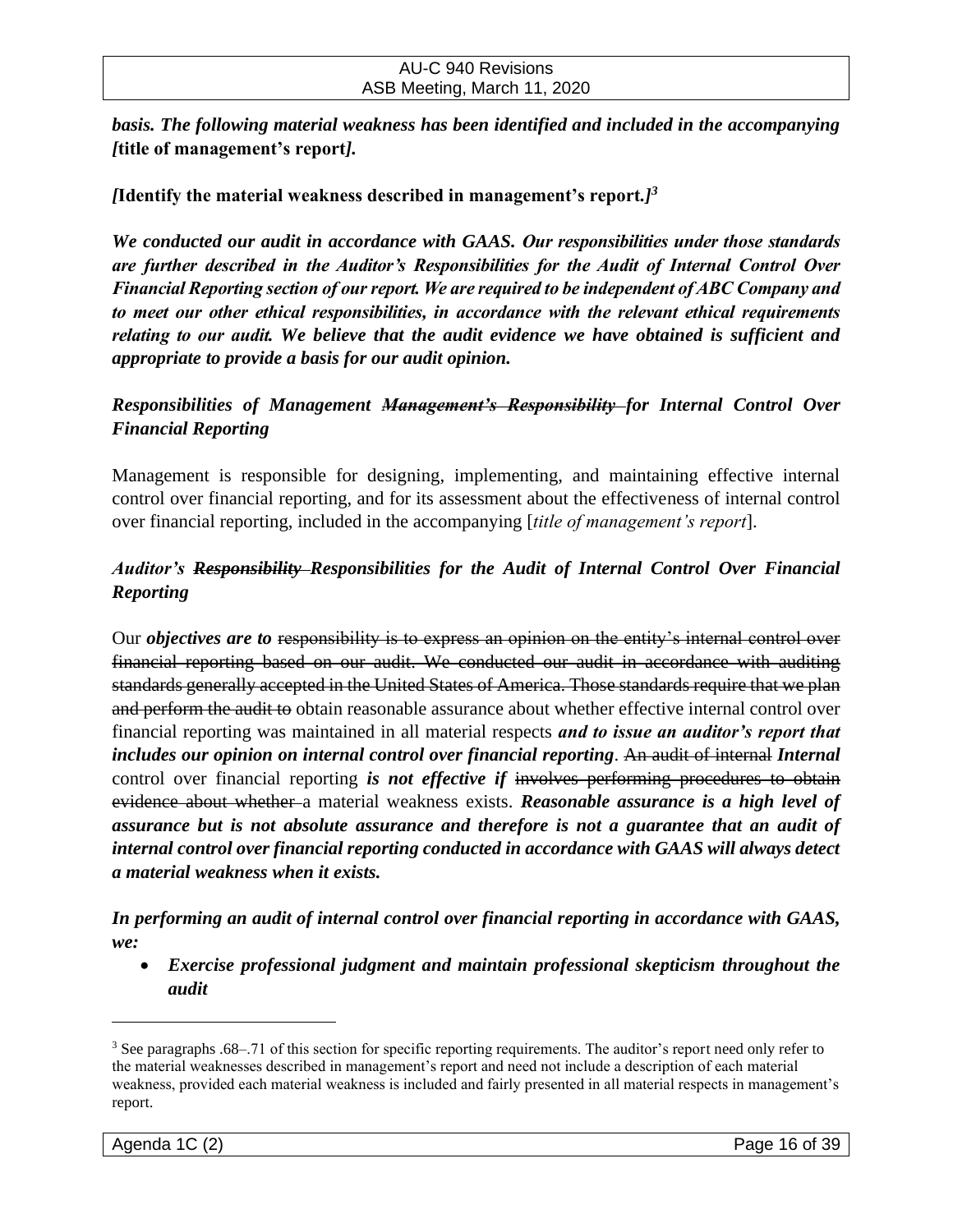***basis. The following material weakness has been identified and included in the accompanying [*****title of management's report*****].***

***[*****Identify the material weakness described in management's report.*****]***[3]

***We conducted our audit in accordance with GAAS. Our responsibilities under those standards are further described in the Auditor's Responsibilities for the Audit of Internal Control Over Financial Reporting section of our report. We are required to be independent of ABC Company and to meet our other ethical responsibilities, in accordance with the relevant ethical requirements relating to our audit. We believe that the audit evidence we have obtained is sufficient and appropriate to provide a basis for our audit opinion.***

***Responsibilities of Management ~~Management's Responsibility~~ for Internal Control Over Financial Reporting***

Management is responsible for designing, implementing, and maintaining effective internal control over financial reporting, and for its assessment about the effectiveness of internal control over financial reporting, included in the accompanying [*title of management's report*].

***Auditor's ~~Responsibility~~ Responsibilities for the Audit of Internal Control Over Financial Reporting***

Our ***objectives are to*** ~~responsibility is to express an opinion on the entity's internal control over financial reporting based on our audit. We conducted our audit in accordance with auditing standards generally accepted in the United States of America. Those standards require that we plan and perform the audit to~~ obtain reasonable assurance about whether effective internal control over financial reporting was maintained in all material respects ***and to issue an auditor's report that includes our opinion on internal control over financial reporting***. ~~An audit of internal~~ ***Internal*** control over financial reporting ***is not effective if*** ~~involves performing procedures to obtain evidence about whether~~ a material weakness exists. ***Reasonable assurance is a high level of assurance but is not absolute assurance and therefore is not a guarantee that an audit of internal control over financial reporting conducted in accordance with GAAS will always detect a material weakness when it exists.***

***In performing an audit of internal control over financial reporting in accordance with GAAS, we:***

- ***Exercise professional judgment and maintain professional skepticism throughout the audit***

---

[3] See paragraphs .68–.71 of this section for specific reporting requirements. The auditor's report need only refer to the material weaknesses described in management's report and need not include a description of each material weakness, provided each material weakness is included and fairly presented in all material respects in management's report.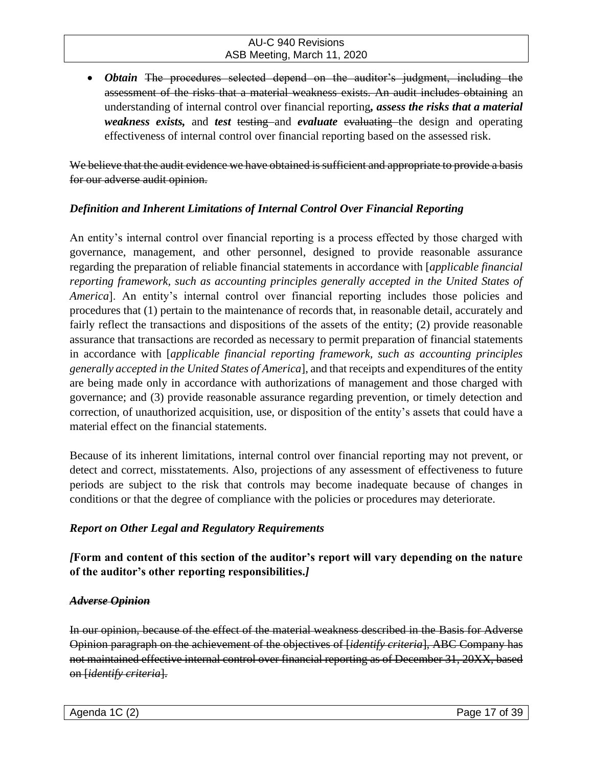- ***Obtain*** ~~The procedures selected depend on the auditor's judgment, including the assessment of the risks that a material weakness exists. An audit includes obtaining~~ an understanding of internal control over financial reporting***, assess the risks that a material weakness exists,*** and ***test*** ~~testing~~ and ***evaluate*** ~~evaluating~~ the design and operating effectiveness of internal control over financial reporting based on the assessed risk.

~~We believe that the audit evidence we have obtained is sufficient and appropriate to provide a basis for our adverse audit opinion.~~

***Definition and Inherent Limitations of Internal Control Over Financial Reporting***

An entity's internal control over financial reporting is a process effected by those charged with governance, management, and other personnel, designed to provide reasonable assurance regarding the preparation of reliable financial statements in accordance with [*applicable financial reporting framework, such as accounting principles generally accepted in the United States of America*]. An entity's internal control over financial reporting includes those policies and procedures that (1) pertain to the maintenance of records that, in reasonable detail, accurately and fairly reflect the transactions and dispositions of the assets of the entity; (2) provide reasonable assurance that transactions are recorded as necessary to permit preparation of financial statements in accordance with [*applicable financial reporting framework, such as accounting principles generally accepted in the United States of America*], and that receipts and expenditures of the entity are being made only in accordance with authorizations of management and those charged with governance; and (3) provide reasonable assurance regarding prevention, or timely detection and correction, of unauthorized acquisition, use, or disposition of the entity's assets that could have a material effect on the financial statements.

Because of its inherent limitations, internal control over financial reporting may not prevent, or detect and correct, misstatements. Also, projections of any assessment of effectiveness to future periods are subject to the risk that controls may become inadequate because of changes in conditions or that the degree of compliance with the policies or procedures may deteriorate.

***Report on Other Legal and Regulatory Requirements***

***[*****Form and content of this section of the auditor's report will vary depending on the nature of the auditor's other reporting responsibilities.*****]***

***~~Adverse Opinion~~***

~~In our opinion, because of the effect of the material weakness described in the Basis for Adverse Opinion paragraph on the achievement of the objectives of [*identify criteria*], ABC Company has not maintained effective internal control over financial reporting as of December 31, 20XX, based on [*identify criteria*].~~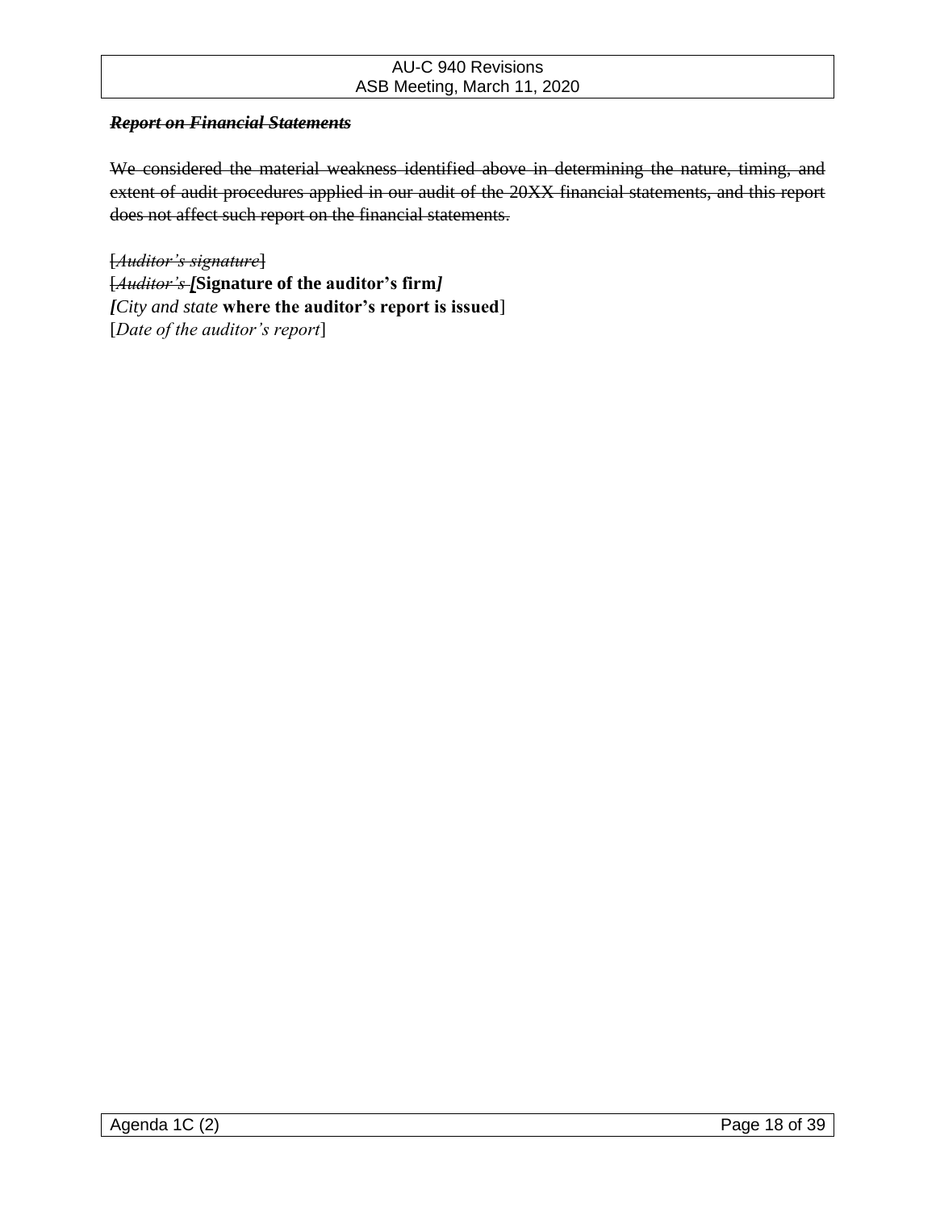~~***Report on Financial Statements***~~

~~We considered the material weakness identified above in determining the nature, timing, and extent of audit procedures applied in our audit of the 20XX financial statements, and this report does not affect such report on the financial statements.~~

~~[*Auditor's signature*]~~
[~~*Auditor's*~~ ***[*Signature of the auditor's firm*]***
***[****City and state* **where the auditor's report is issued**]
[*Date of the auditor's report*]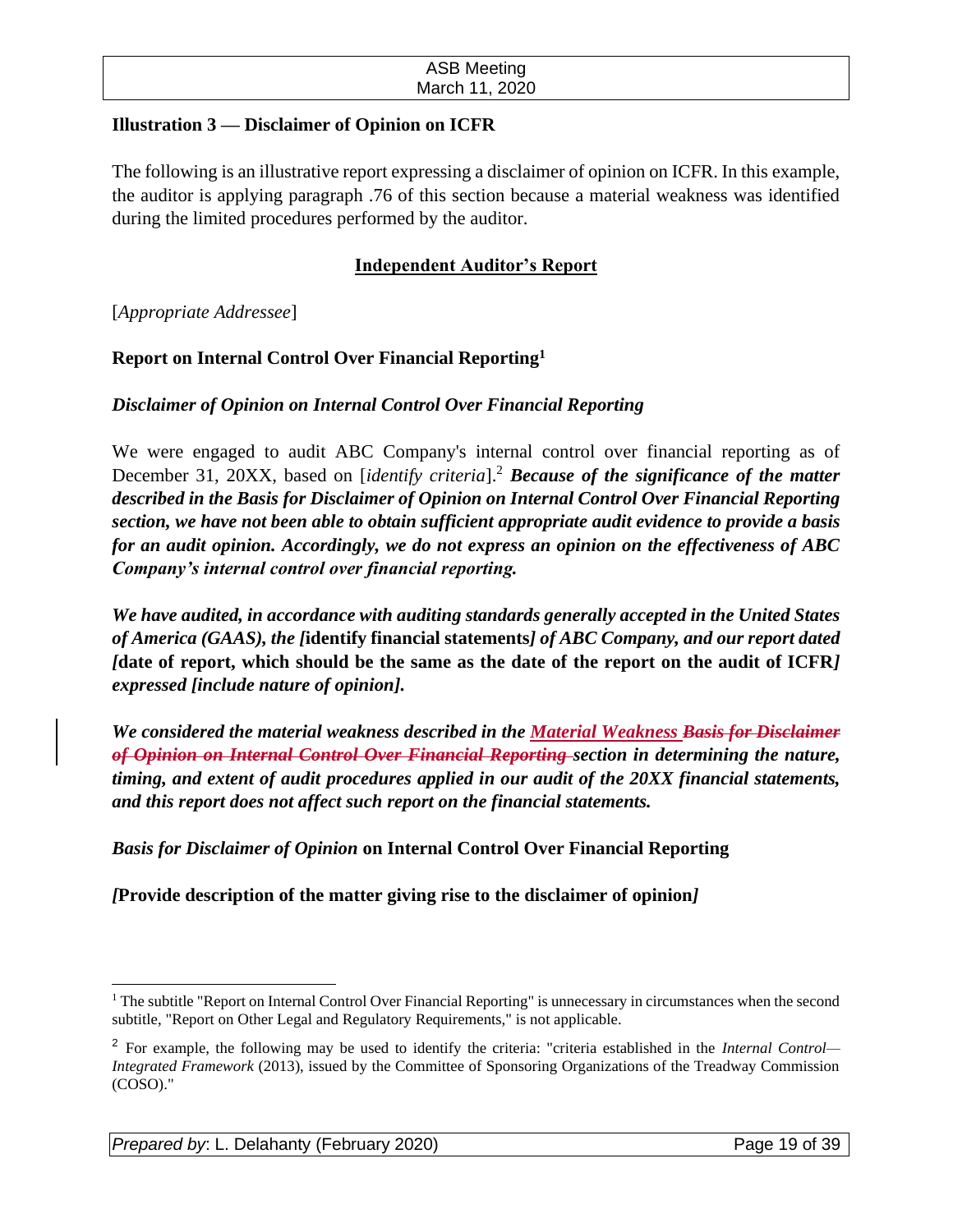### Illustration 3 — Disclaimer of Opinion on ICFR

The following is an illustrative report expressing a disclaimer of opinion on ICFR. In this example, the auditor is applying paragraph .76 of this section because a material weakness was identified during the limited procedures performed by the auditor.

**Independent Auditor's Report**

[*Appropriate Addressee*]

**Report on Internal Control Over Financial Reporting**[1]

***Disclaimer of Opinion on Internal Control Over Financial Reporting***

We were engaged to audit ABC Company's internal control over financial reporting as of December 31, 20XX, based on [*identify criteria*].[2] ***Because of the significance of the matter described in the Basis for Disclaimer of Opinion on Internal Control Over Financial Reporting section, we have not been able to obtain sufficient appropriate audit evidence to provide a basis for an audit opinion. Accordingly, we do not express an opinion on the effectiveness of ABC Company's internal control over financial reporting.***

***We have audited, in accordance with auditing standards generally accepted in the United States of America (GAAS), the [*****identify financial statements*****] of ABC Company, and our report dated [*****date of report, which should be the same as the date of the report on the audit of ICFR*****] expressed [include nature of opinion].***

***We considered the material weakness described in the <u>Material Weakness</u> ~~Basis for Disclaimer of Opinion on Internal Control Over Financial Reporting~~ section in determining the nature, timing, and extent of audit procedures applied in our audit of the 20XX financial statements, and this report does not affect such report on the financial statements.***

***Basis for Disclaimer of Opinion* on Internal Control Over Financial Reporting**

***[*****Provide description of the matter giving rise to the disclaimer of opinion*****]***

---

[1] The subtitle "Report on Internal Control Over Financial Reporting" is unnecessary in circumstances when the second subtitle, "Report on Other Legal and Regulatory Requirements," is not applicable.

[2] For example, the following may be used to identify the criteria: "criteria established in the *Internal Control—Integrated Framework* (2013), issued by the Committee of Sponsoring Organizations of the Treadway Commission (COSO)."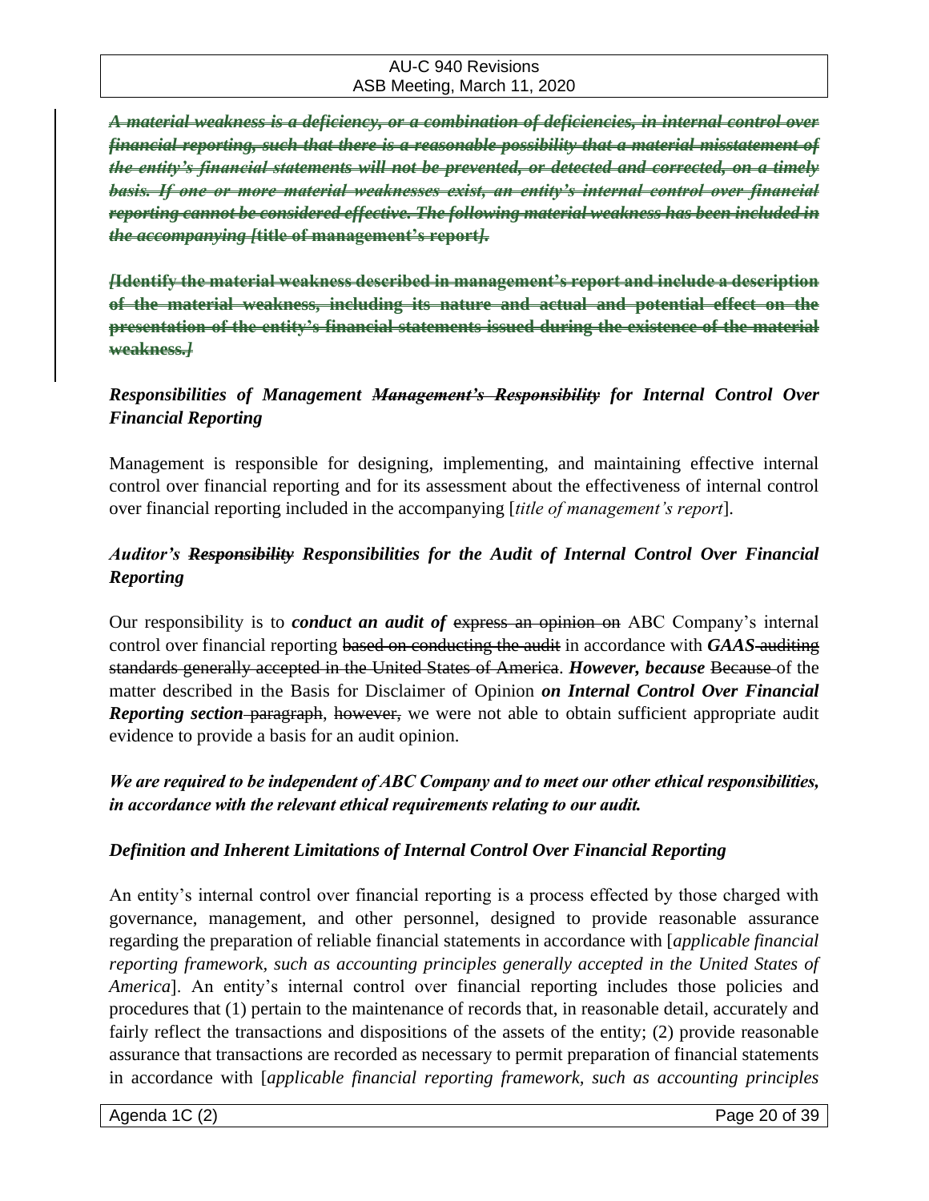~~***A material weakness is a deficiency, or a combination of deficiencies, in internal control over financial reporting, such that there is a reasonable possibility that a material misstatement of the entity's financial statements will not be prevented, or detected and corrected, on a timely basis. If one or more material weaknesses exist, an entity's internal control over financial reporting cannot be considered effective. The following material weakness has been included in the accompanying [*****title of management's report*****].***~~

~~***[*****Identify the material weakness described in management's report and include a description of the material weakness, including its nature and actual and potential effect on the presentation of the entity's financial statements issued during the existence of the material weakness.*****]***~~

***Responsibilities of Management*** ~~***Management's Responsibility***~~ ***for Internal Control Over Financial Reporting***

Management is responsible for designing, implementing, and maintaining effective internal control over financial reporting and for its assessment about the effectiveness of internal control over financial reporting included in the accompanying [*title of management's report*].

***Auditor's*** ~~***Responsibility***~~ ***Responsibilities for the Audit of Internal Control Over Financial Reporting***

Our responsibility is to ***conduct an audit of*** ~~express an opinion on~~ ABC Company's internal control over financial reporting ~~based on conducting the audit~~ in accordance with ***GAAS*** ~~auditing standards generally accepted in the United States of America~~. ***However, because*** ~~Because~~ of the matter described in the Basis for Disclaimer of Opinion ***on Internal Control Over Financial Reporting section*** ~~paragraph~~, ~~however,~~ we were not able to obtain sufficient appropriate audit evidence to provide a basis for an audit opinion.

***We are required to be independent of ABC Company and to meet our other ethical responsibilities, in accordance with the relevant ethical requirements relating to our audit.***

***Definition and Inherent Limitations of Internal Control Over Financial Reporting***

An entity's internal control over financial reporting is a process effected by those charged with governance, management, and other personnel, designed to provide reasonable assurance regarding the preparation of reliable financial statements in accordance with [*applicable financial reporting framework, such as accounting principles generally accepted in the United States of America*]. An entity's internal control over financial reporting includes those policies and procedures that (1) pertain to the maintenance of records that, in reasonable detail, accurately and fairly reflect the transactions and dispositions of the assets of the entity; (2) provide reasonable assurance that transactions are recorded as necessary to permit preparation of financial statements in accordance with [*applicable financial reporting framework, such as accounting principles*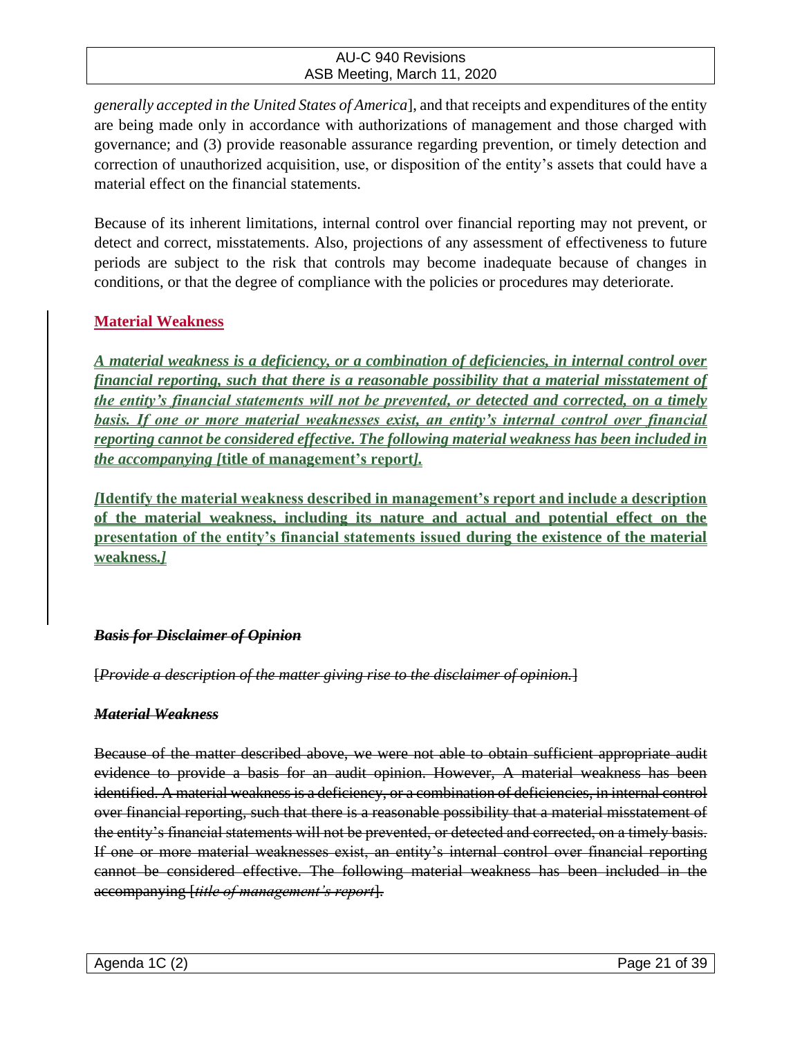*generally accepted in the United States of America*], and that receipts and expenditures of the entity are being made only in accordance with authorizations of management and those charged with governance; and (3) provide reasonable assurance regarding prevention, or timely detection and correction of unauthorized acquisition, use, or disposition of the entity's assets that could have a material effect on the financial statements.

Because of its inherent limitations, internal control over financial reporting may not prevent, or detect and correct, misstatements. Also, projections of any assessment of effectiveness to future periods are subject to the risk that controls may become inadequate because of changes in conditions, or that the degree of compliance with the policies or procedures may deteriorate.

**Material Weakness**

***A material weakness is a deficiency, or a combination of deficiencies, in internal control over financial reporting, such that there is a reasonable possibility that a material misstatement of the entity's financial statements will not be prevented, or detected and corrected, on a timely basis. If one or more material weaknesses exist, an entity's internal control over financial reporting cannot be considered effective. The following material weakness has been included in the accompanying [*****title of management's report*****].***

***[*****Identify the material weakness described in management's report and include a description of the material weakness, including its nature and actual and potential effect on the presentation of the entity's financial statements issued during the existence of the material weakness.*****]***

~~***Basis for Disclaimer of Opinion***~~

~~[*Provide a description of the matter giving rise to the disclaimer of opinion.*]~~

~~***Material Weakness***~~

~~Because of the matter described above, we were not able to obtain sufficient appropriate audit evidence to provide a basis for an audit opinion. However, A material weakness has been identified. A material weakness is a deficiency, or a combination of deficiencies, in internal control over financial reporting, such that there is a reasonable possibility that a material misstatement of the entity's financial statements will not be prevented, or detected and corrected, on a timely basis. If one or more material weaknesses exist, an entity's internal control over financial reporting cannot be considered effective. The following material weakness has been included in the accompanying [*title of management's report*].~~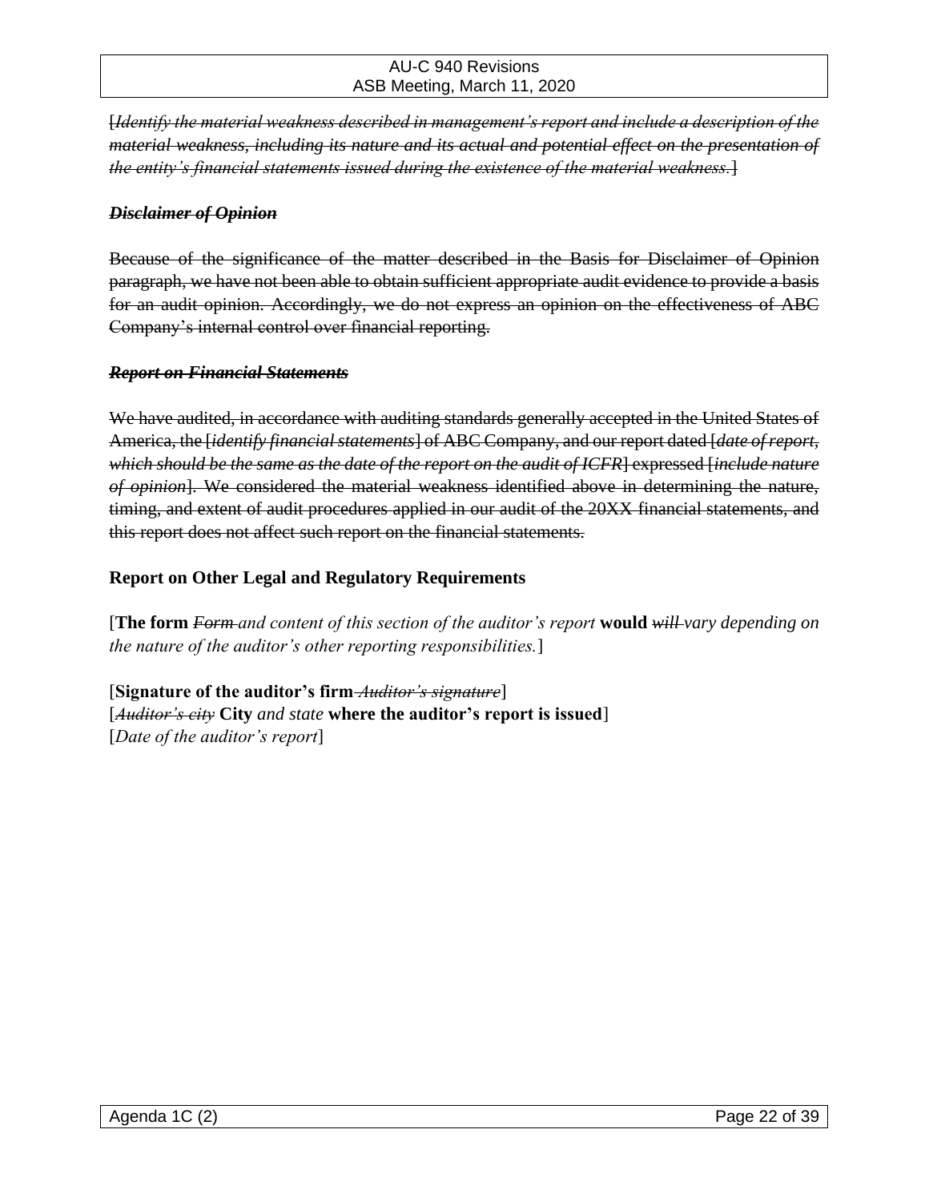~~[*Identify the material weakness described in management's report and include a description of the material weakness, including its nature and its actual and potential effect on the presentation of the entity's financial statements issued during the existence of the material weakness.*]~~

~~***Disclaimer of Opinion***~~

~~Because of the significance of the matter described in the Basis for Disclaimer of Opinion paragraph, we have not been able to obtain sufficient appropriate audit evidence to provide a basis for an audit opinion. Accordingly, we do not express an opinion on the effectiveness of ABC Company's internal control over financial reporting.~~

~~***Report on Financial Statements***~~

~~We have audited, in accordance with auditing standards generally accepted in the United States of America, the [*identify financial statements*] of ABC Company, and our report dated [*date of report, which should be the same as the date of the report on the audit of ICFR*] expressed [*include nature of opinion*]. We considered the material weakness identified above in determining the nature, timing, and extent of audit procedures applied in our audit of the 20XX financial statements, and this report does not affect such report on the financial statements.~~

**Report on Other Legal and Regulatory Requirements**

[**The form** ~~*Form*~~ *and content of this section of the auditor's report* **would** ~~*will*~~ *vary depending on the nature of the auditor's other reporting responsibilities.*]

[**Signature of the auditor's firm** ~~*Auditor's signature*~~]
[~~*Auditor's city*~~ **City** *and state* **where the auditor's report is issued**]
[*Date of the auditor's report*]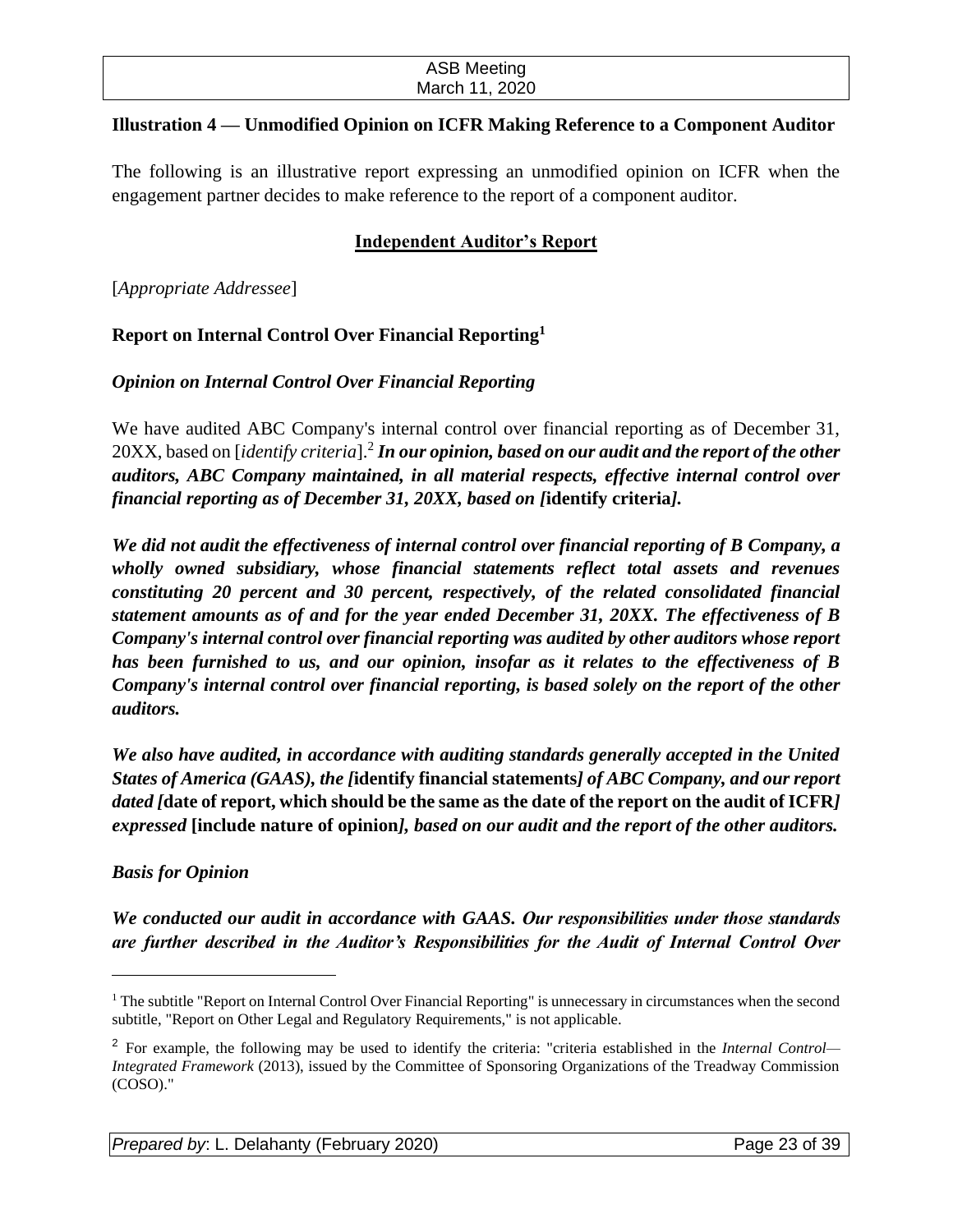### Illustration 4 — Unmodified Opinion on ICFR Making Reference to a Component Auditor

The following is an illustrative report expressing an unmodified opinion on ICFR when the engagement partner decides to make reference to the report of a component auditor.

**<u>Independent Auditor's Report</u>**

[*Appropriate Addressee*]

**Report on Internal Control Over Financial Reporting**[1]

***Opinion on Internal Control Over Financial Reporting***

We have audited ABC Company's internal control over financial reporting as of December 31, 20XX, based on [*identify criteria*].[2] ***In our opinion, based on our audit and the report of the other auditors, ABC Company maintained, in all material respects, effective internal control over financial reporting as of December 31, 20XX, based on [*****identify criteria*****].***

***We did not audit the effectiveness of internal control over financial reporting of B Company, a wholly owned subsidiary, whose financial statements reflect total assets and revenues constituting 20 percent and 30 percent, respectively, of the related consolidated financial statement amounts as of and for the year ended December 31, 20XX. The effectiveness of B Company's internal control over financial reporting was audited by other auditors whose report has been furnished to us, and our opinion, insofar as it relates to the effectiveness of B Company's internal control over financial reporting, is based solely on the report of the other auditors.***

***We also have audited, in accordance with auditing standards generally accepted in the United States of America (GAAS), the [*****identify financial statements*****] of ABC Company, and our report dated [*****date of report, which should be the same as the date of the report on the audit of ICFR*****] expressed *****[include nature of opinion]*****, based on our audit and the report of the other auditors.***

***Basis for Opinion***

***We conducted our audit in accordance with GAAS. Our responsibilities under those standards are further described in the Auditor's Responsibilities for the Audit of Internal Control Over***

---

[1] The subtitle "Report on Internal Control Over Financial Reporting" is unnecessary in circumstances when the second subtitle, "Report on Other Legal and Regulatory Requirements," is not applicable.

[2] For example, the following may be used to identify the criteria: "criteria established in the *Internal Control—Integrated Framework* (2013), issued by the Committee of Sponsoring Organizations of the Treadway Commission (COSO)."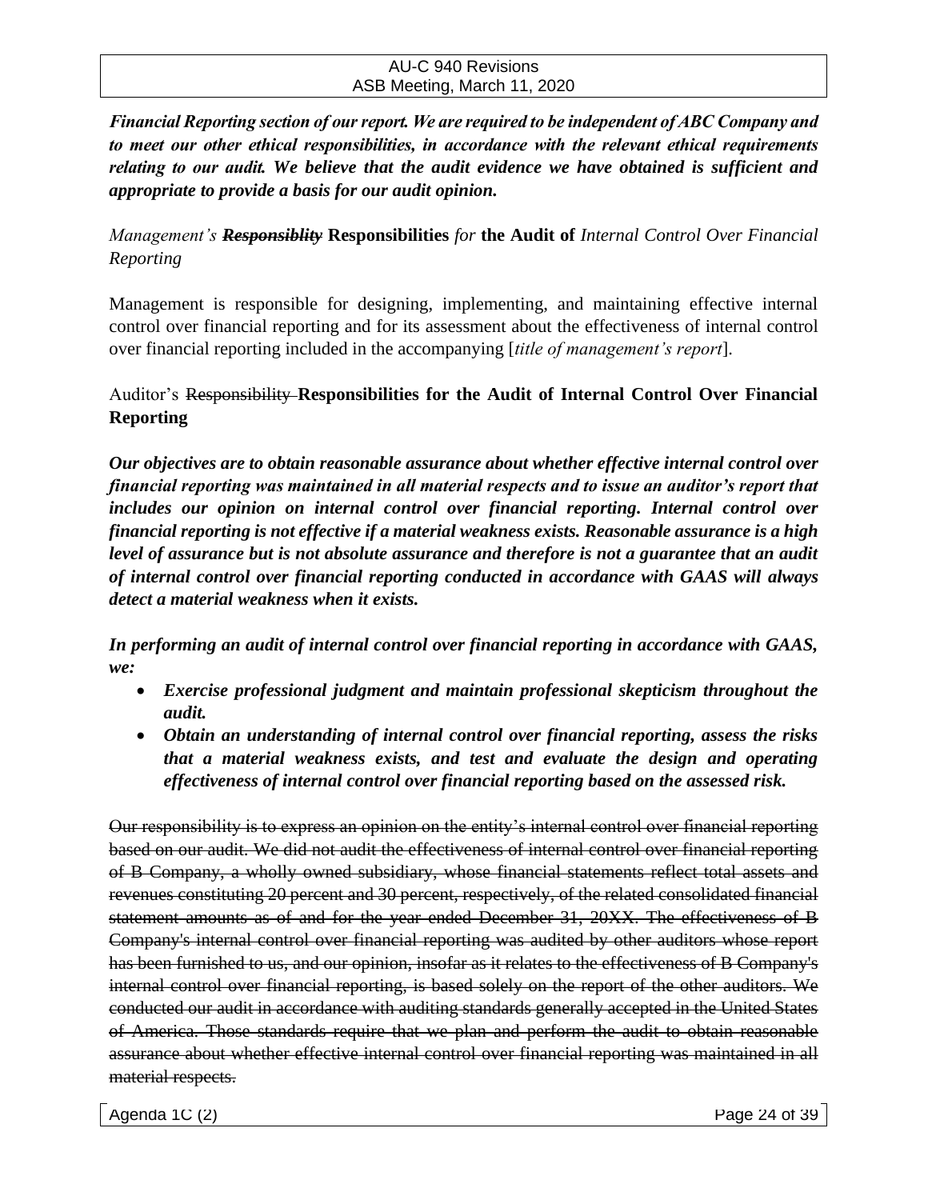***Financial Reporting section of our report. We are required to be independent of ABC Company and to meet our other ethical responsibilities, in accordance with the relevant ethical requirements relating to our audit. We believe that the audit evidence we have obtained is sufficient and appropriate to provide a basis for our audit opinion.***

*Management's* ~~***Responsiblity***~~ **Responsibilities** *for* **the Audit of** *Internal Control Over Financial Reporting*

Management is responsible for designing, implementing, and maintaining effective internal control over financial reporting and for its assessment about the effectiveness of internal control over financial reporting included in the accompanying [*title of management's report*].

Auditor's ~~Responsibility~~ **Responsibilities for the Audit of Internal Control Over Financial Reporting**

***Our objectives are to obtain reasonable assurance about whether effective internal control over financial reporting was maintained in all material respects and to issue an auditor's report that includes our opinion on internal control over financial reporting. Internal control over financial reporting is not effective if a material weakness exists. Reasonable assurance is a high level of assurance but is not absolute assurance and therefore is not a guarantee that an audit of internal control over financial reporting conducted in accordance with GAAS will always detect a material weakness when it exists.***

***In performing an audit of internal control over financial reporting in accordance with GAAS, we:***

- ***Exercise professional judgment and maintain professional skepticism throughout the audit.***
- ***Obtain an understanding of internal control over financial reporting, assess the risks that a material weakness exists, and test and evaluate the design and operating effectiveness of internal control over financial reporting based on the assessed risk.***

~~Our responsibility is to express an opinion on the entity's internal control over financial reporting based on our audit. We did not audit the effectiveness of internal control over financial reporting of B Company, a wholly owned subsidiary, whose financial statements reflect total assets and revenues constituting 20 percent and 30 percent, respectively, of the related consolidated financial statement amounts as of and for the year ended December 31, 20XX. The effectiveness of B Company's internal control over financial reporting was audited by other auditors whose report has been furnished to us, and our opinion, insofar as it relates to the effectiveness of B Company's internal control over financial reporting, is based solely on the report of the other auditors. We conducted our audit in accordance with auditing standards generally accepted in the United States of America. Those standards require that we plan and perform the audit to obtain reasonable assurance about whether effective internal control over financial reporting was maintained in all material respects.~~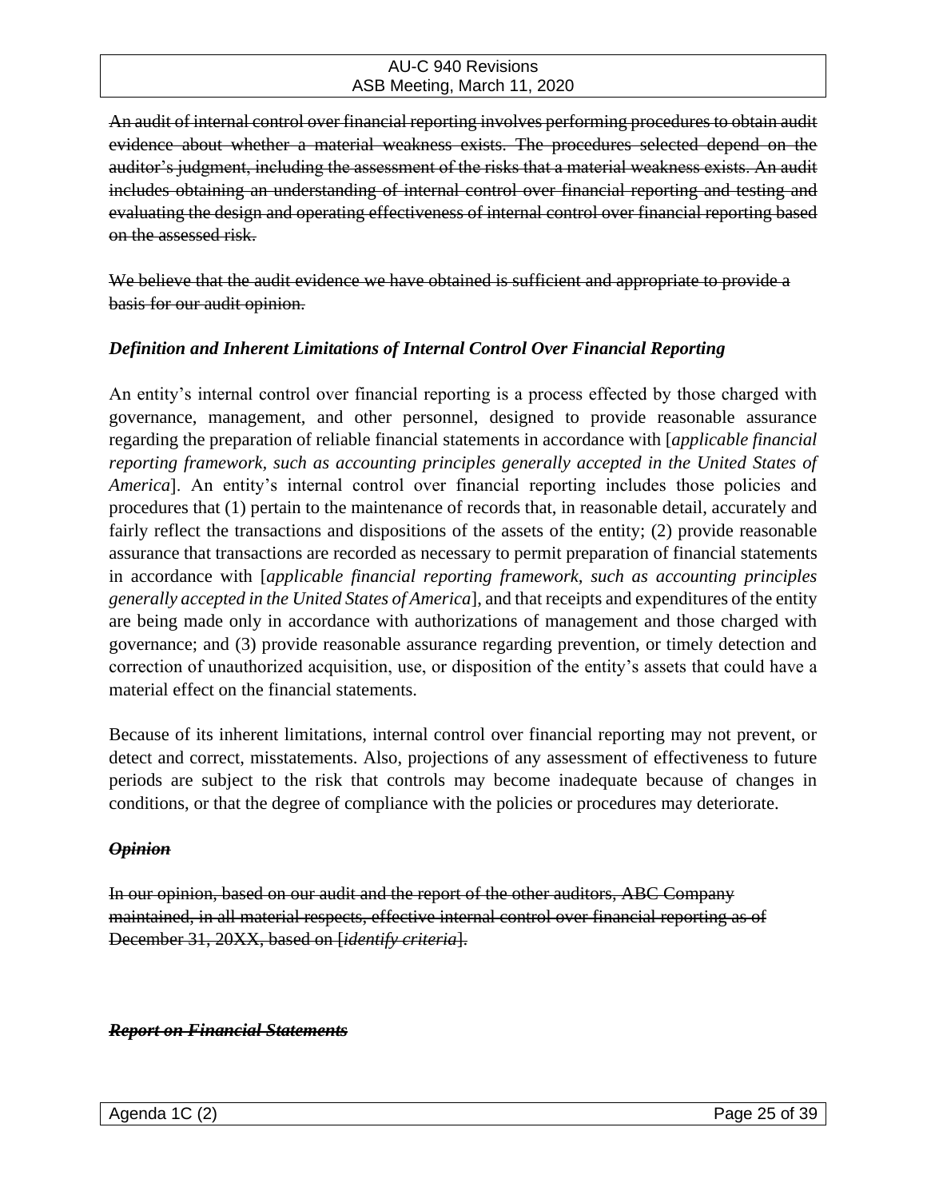~~An audit of internal control over financial reporting involves performing procedures to obtain audit evidence about whether a material weakness exists. The procedures selected depend on the auditor's judgment, including the assessment of the risks that a material weakness exists. An audit includes obtaining an understanding of internal control over financial reporting and testing and evaluating the design and operating effectiveness of internal control over financial reporting based on the assessed risk.~~

~~We believe that the audit evidence we have obtained is sufficient and appropriate to provide a basis for our audit opinion.~~

***Definition and Inherent Limitations of Internal Control Over Financial Reporting***

An entity's internal control over financial reporting is a process effected by those charged with governance, management, and other personnel, designed to provide reasonable assurance regarding the preparation of reliable financial statements in accordance with [*applicable financial reporting framework, such as accounting principles generally accepted in the United States of America*]. An entity's internal control over financial reporting includes those policies and procedures that (1) pertain to the maintenance of records that, in reasonable detail, accurately and fairly reflect the transactions and dispositions of the assets of the entity; (2) provide reasonable assurance that transactions are recorded as necessary to permit preparation of financial statements in accordance with [*applicable financial reporting framework, such as accounting principles generally accepted in the United States of America*], and that receipts and expenditures of the entity are being made only in accordance with authorizations of management and those charged with governance; and (3) provide reasonable assurance regarding prevention, or timely detection and correction of unauthorized acquisition, use, or disposition of the entity's assets that could have a material effect on the financial statements.

Because of its inherent limitations, internal control over financial reporting may not prevent, or detect and correct, misstatements. Also, projections of any assessment of effectiveness to future periods are subject to the risk that controls may become inadequate because of changes in conditions, or that the degree of compliance with the policies or procedures may deteriorate.

***~~Opinion~~***

~~In our opinion, based on our audit and the report of the other auditors, ABC Company maintained, in all material respects, effective internal control over financial reporting as of December 31, 20XX, based on [*identify criteria*].~~

***~~Report on Financial Statements~~***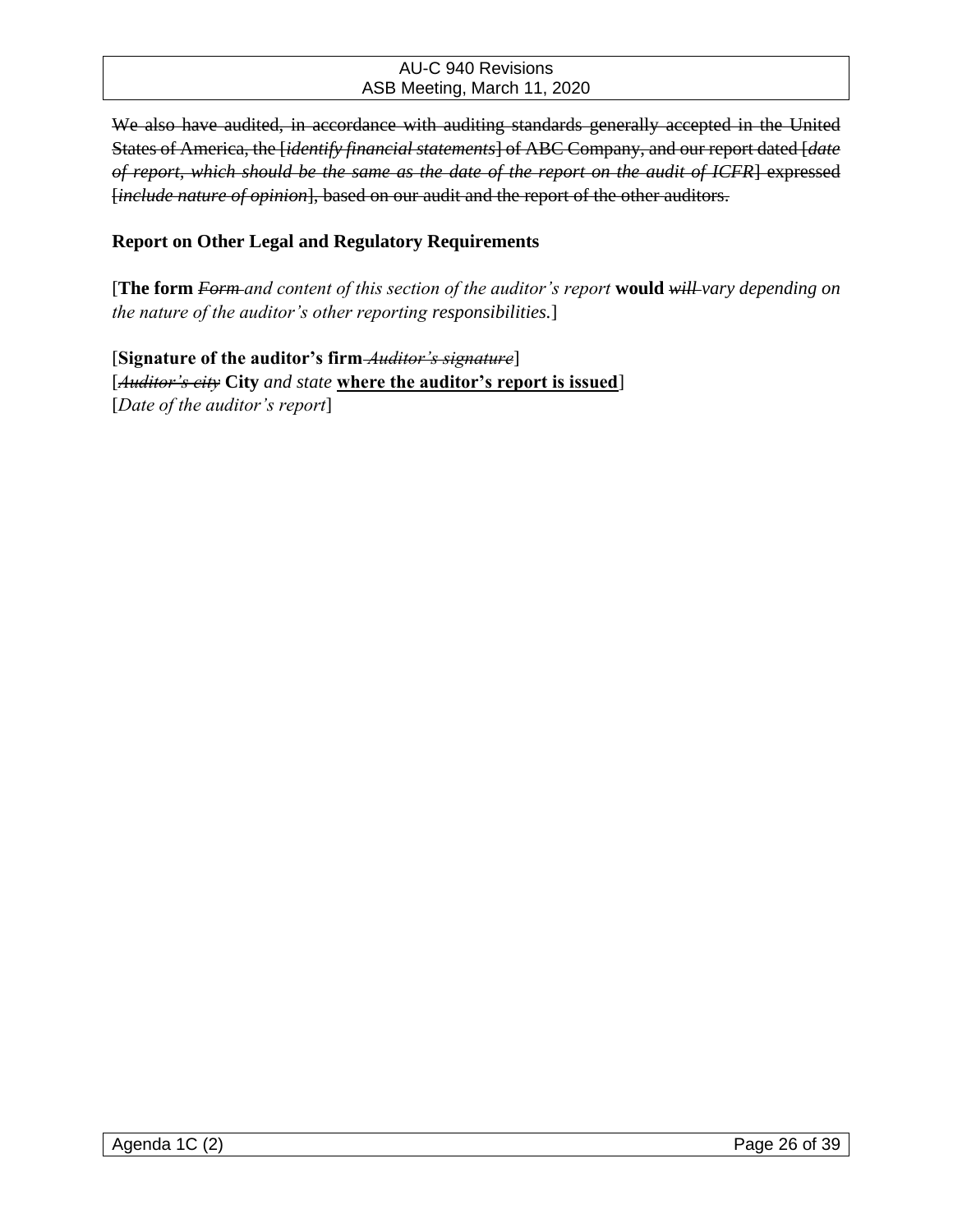~~We also have audited, in accordance with auditing standards generally accepted in the United States of America, the [*identify financial statements*] of ABC Company, and our report dated [*date of report, which should be the same as the date of the report on the audit of ICFR*] expressed [*include nature of opinion*], based on our audit and the report of the other auditors.~~

**Report on Other Legal and Regulatory Requirements**

[**The form** ~~*Form*~~ *and content of this section of the auditor's report* **would** ~~*will*~~ *vary depending on the nature of the auditor's other reporting responsibilities.*]

[**Signature of the auditor's firm** ~~*Auditor's signature*~~]
[~~*Auditor's city*~~ **City** *and state* **<u>where the auditor's report is issued</u>**]
[*Date of the auditor's report*]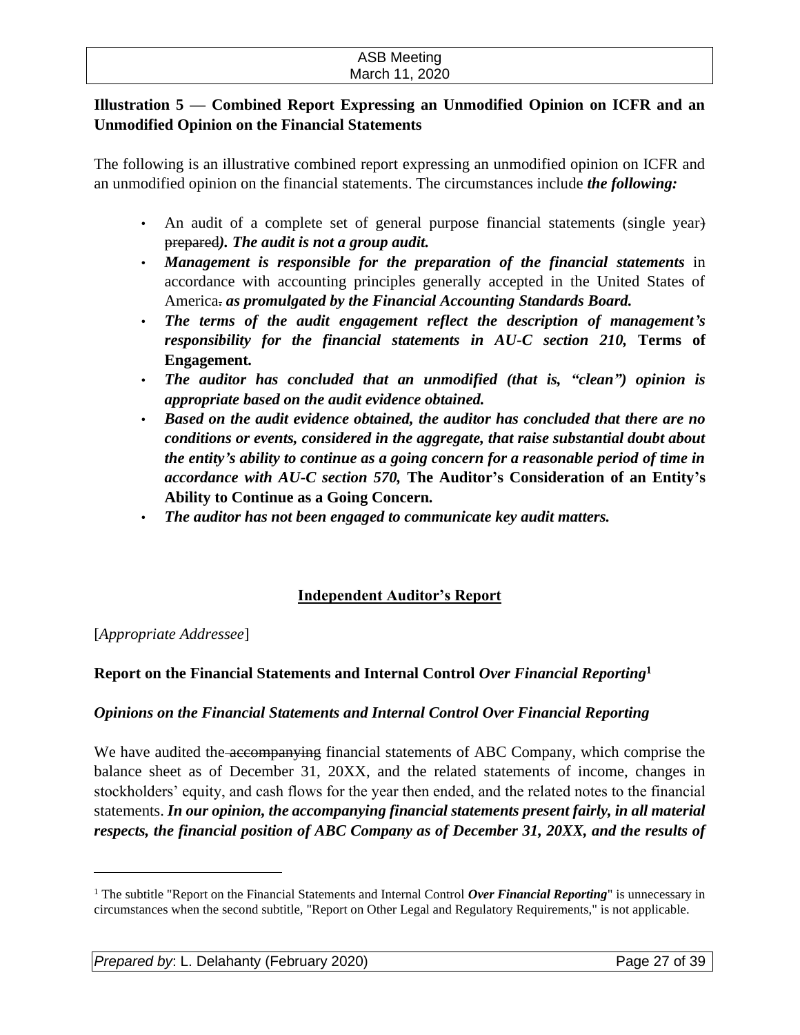**Illustration 5 — Combined Report Expressing an Unmodified Opinion on ICFR and an Unmodified Opinion on the Financial Statements**

The following is an illustrative combined report expressing an unmodified opinion on ICFR and an unmodified opinion on the financial statements. The circumstances include ***the following:***

- An audit of a complete set of general purpose financial statements (single year~~)~~ ~~prepared~~***). The audit is not a group audit.***
- ***Management is responsible for the preparation of the financial statements*** in accordance with accounting principles generally accepted in the United States of America~~.~~ ***as promulgated by the Financial Accounting Standards Board.***
- ***The terms of the audit engagement reflect the description of management's responsibility for the financial statements in AU-C section 210,*** **Terms of Engagement.**
- ***The auditor has concluded that an unmodified (that is, "clean") opinion is appropriate based on the audit evidence obtained.***
- ***Based on the audit evidence obtained, the auditor has concluded that there are no conditions or events, considered in the aggregate, that raise substantial doubt about the entity's ability to continue as a going concern for a reasonable period of time in accordance with AU-C section 570,*** **The Auditor's Consideration of an Entity's Ability to Continue as a Going Concern.**
- ***The auditor has not been engaged to communicate key audit matters.***

**Independent Auditor's Report**

[*Appropriate Addressee*]

**Report on the Financial Statements and Internal Control *Over Financial Reporting*[1]**

***Opinions on the Financial Statements and Internal Control Over Financial Reporting***

We have audited the ~~accompanying~~ financial statements of ABC Company, which comprise the balance sheet as of December 31, 20XX, and the related statements of income, changes in stockholders' equity, and cash flows for the year then ended, and the related notes to the financial statements. ***In our opinion, the accompanying financial statements present fairly, in all material respects, the financial position of ABC Company as of December 31, 20XX, and the results of***

---

[1] The subtitle "Report on the Financial Statements and Internal Control ***Over Financial Reporting***" is unnecessary in circumstances when the second subtitle, "Report on Other Legal and Regulatory Requirements," is not applicable.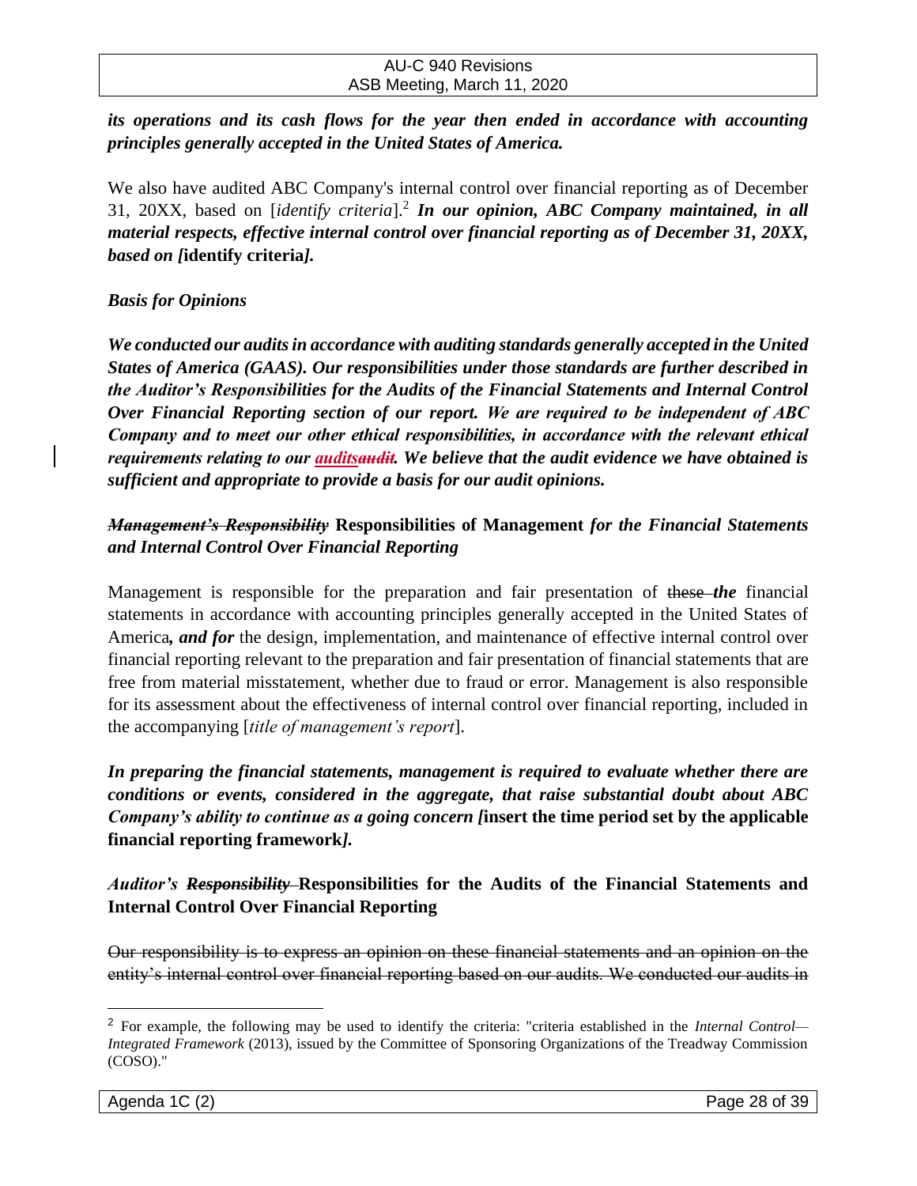***its operations and its cash flows for the year then ended in accordance with accounting principles generally accepted in the United States of America.***

We also have audited ABC Company's internal control over financial reporting as of December 31, 20XX, based on [*identify criteria*].[2] ***In our opinion, ABC Company maintained, in all material respects, effective internal control over financial reporting as of December 31, 20XX, based on [*****identify criteria*****].***

*Basis for Opinions*

***We conducted our audits in accordance with auditing standards generally accepted in the United States of America (GAAS). Our responsibilities under those standards are further described in the Auditor's Responsibilities for the Audits of the Financial Statements and Internal Control Over Financial Reporting section of our report. We are required to be independent of ABC Company and to meet our other ethical responsibilities, in accordance with the relevant ethical requirements relating to our <u>audits</u>~~audit~~. We believe that the audit evidence we have obtained is sufficient and appropriate to provide a basis for our audit opinions.***

~~*Management's Responsibility*~~ **Responsibilities of Management** ***for the Financial Statements and Internal Control Over Financial Reporting***

Management is responsible for the preparation and fair presentation of ~~these~~ ***the*** financial statements in accordance with accounting principles generally accepted in the United States of America***, and for*** the design, implementation, and maintenance of effective internal control over financial reporting relevant to the preparation and fair presentation of financial statements that are free from material misstatement, whether due to fraud or error. Management is also responsible for its assessment about the effectiveness of internal control over financial reporting, included in the accompanying [*title of management's report*].

***In preparing the financial statements, management is required to evaluate whether there are conditions or events, considered in the aggregate, that raise substantial doubt about ABC Company's ability to continue as a going concern [*****insert the time period set by the applicable financial reporting framework*****].***

*Auditor's* ~~*Responsibility*~~ **Responsibilities for the Audits of the Financial Statements and Internal Control Over Financial Reporting**

~~Our responsibility is to express an opinion on these financial statements and an opinion on the entity's internal control over financial reporting based on our audits. We conducted our audits in~~

---

[2] For example, the following may be used to identify the criteria: "criteria established in the *Internal Control—Integrated Framework* (2013), issued by the Committee of Sponsoring Organizations of the Treadway Commission (COSO)."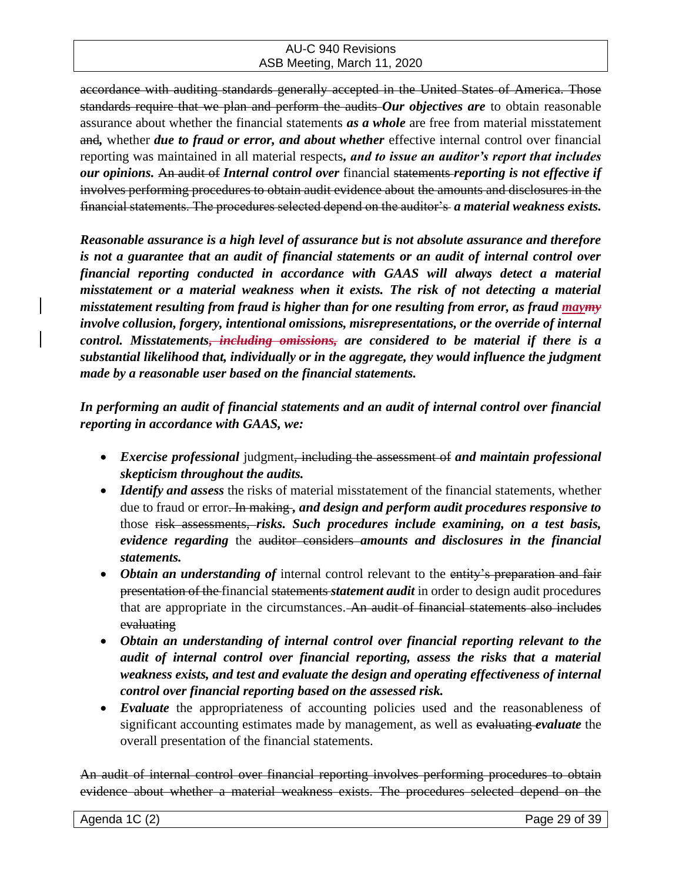~~accordance with auditing standards generally accepted in the United States of America. Those standards require that we plan and perform the audits~~ ***Our objectives are*** to obtain reasonable assurance about whether the financial statements ***as a whole*** are free from material misstatement ~~and~~***,*** whether ***due to fraud or error, and about whether*** effective internal control over financial reporting was maintained in all material respects***, and to issue an auditor's report that includes our opinions.*** ~~An audit of~~ ***Internal control over*** financial ~~statements~~ ***reporting is not effective if*** ~~involves performing procedures to obtain audit evidence about the amounts and disclosures in the financial statements. The procedures selected depend on the auditor's~~ ***a material weakness exists.***

***Reasonable assurance is a high level of assurance but is not absolute assurance and therefore is not a guarantee that an audit of financial statements or an audit of internal control over financial reporting conducted in accordance with GAAS will always detect a material misstatement or a material weakness when it exists. The risk of not detecting a material misstatement resulting from fraud is higher than for one resulting from error, as fraud may~~my~~ involve collusion, forgery, intentional omissions, misrepresentations, or the override of internal control. Misstatements~~, including omissions,~~ are considered to be material if there is a substantial likelihood that, individually or in the aggregate, they would influence the judgment made by a reasonable user based on the financial statements.***

***In performing an audit of financial statements and an audit of internal control over financial reporting in accordance with GAAS, we:***

- ***Exercise professional*** judgment~~, including the assessment of~~ ***and maintain professional skepticism throughout the audits.***
- ***Identify and assess*** the risks of material misstatement of the financial statements, whether due to fraud or error~~. In making~~ ***, and design and perform audit procedures responsive to*** those ~~risk assessments,~~ ***risks. Such procedures include examining, on a test basis, evidence regarding*** the ~~auditor considers~~ ***amounts and disclosures in the financial statements.***
- ***Obtain an understanding of*** internal control relevant to the ~~entity's preparation and fair presentation of the~~ financial ~~statements~~ ***statement audit*** in order to design audit procedures that are appropriate in the circumstances. ~~An audit of financial statements also includes evaluating~~
- ***Obtain an understanding of internal control over financial reporting relevant to the audit of internal control over financial reporting, assess the risks that a material weakness exists, and test and evaluate the design and operating effectiveness of internal control over financial reporting based on the assessed risk.***
- ***Evaluate*** the appropriateness of accounting policies used and the reasonableness of significant accounting estimates made by management, as well as ~~evaluating~~ ***evaluate*** the overall presentation of the financial statements.

~~An audit of internal control over financial reporting involves performing procedures to obtain evidence about whether a material weakness exists. The procedures selected depend on the~~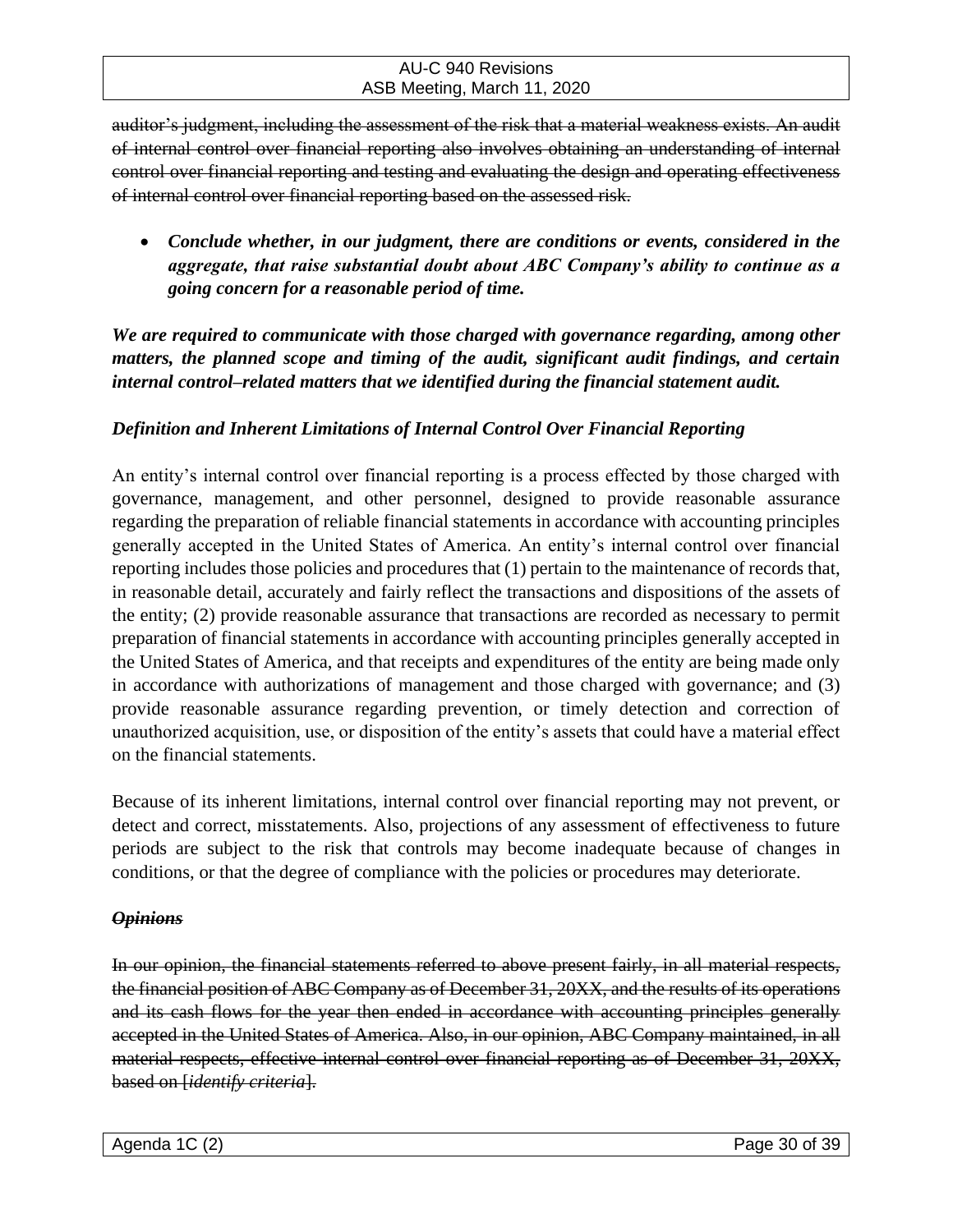~~auditor's judgment, including the assessment of the risk that a material weakness exists. An audit of internal control over financial reporting also involves obtaining an understanding of internal control over financial reporting and testing and evaluating the design and operating effectiveness of internal control over financial reporting based on the assessed risk.~~

- ***Conclude whether, in our judgment, there are conditions or events, considered in the aggregate, that raise substantial doubt about ABC Company's ability to continue as a going concern for a reasonable period of time.***

***We are required to communicate with those charged with governance regarding, among other matters, the planned scope and timing of the audit, significant audit findings, and certain internal control–related matters that we identified during the financial statement audit.***

### *Definition and Inherent Limitations of Internal Control Over Financial Reporting*

An entity's internal control over financial reporting is a process effected by those charged with governance, management, and other personnel, designed to provide reasonable assurance regarding the preparation of reliable financial statements in accordance with accounting principles generally accepted in the United States of America. An entity's internal control over financial reporting includes those policies and procedures that (1) pertain to the maintenance of records that, in reasonable detail, accurately and fairly reflect the transactions and dispositions of the assets of the entity; (2) provide reasonable assurance that transactions are recorded as necessary to permit preparation of financial statements in accordance with accounting principles generally accepted in the United States of America, and that receipts and expenditures of the entity are being made only in accordance with authorizations of management and those charged with governance; and (3) provide reasonable assurance regarding prevention, or timely detection and correction of unauthorized acquisition, use, or disposition of the entity's assets that could have a material effect on the financial statements.

Because of its inherent limitations, internal control over financial reporting may not prevent, or detect and correct, misstatements. Also, projections of any assessment of effectiveness to future periods are subject to the risk that controls may become inadequate because of changes in conditions, or that the degree of compliance with the policies or procedures may deteriorate.

### ~~*Opinions*~~

~~In our opinion, the financial statements referred to above present fairly, in all material respects, the financial position of ABC Company as of December 31, 20XX, and the results of its operations and its cash flows for the year then ended in accordance with accounting principles generally accepted in the United States of America. Also, in our opinion, ABC Company maintained, in all material respects, effective internal control over financial reporting as of December 31, 20XX, based on [*identify criteria*].~~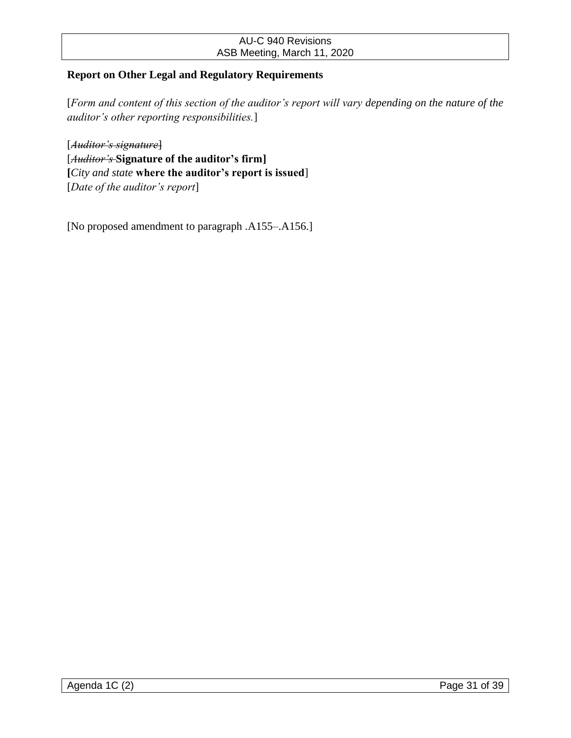**Report on Other Legal and Regulatory Requirements**

[*Form and content of this section of the auditor's report will vary depending on the nature of the auditor's other reporting responsibilities.*]

~~[*Auditor's signature*]~~
[~~*Auditor's*~~ **Signature of the auditor's firm]**
**[***City and state* **where the auditor's report is issued**]
[*Date of the auditor's report*]

[No proposed amendment to paragraph .A155–.A156.]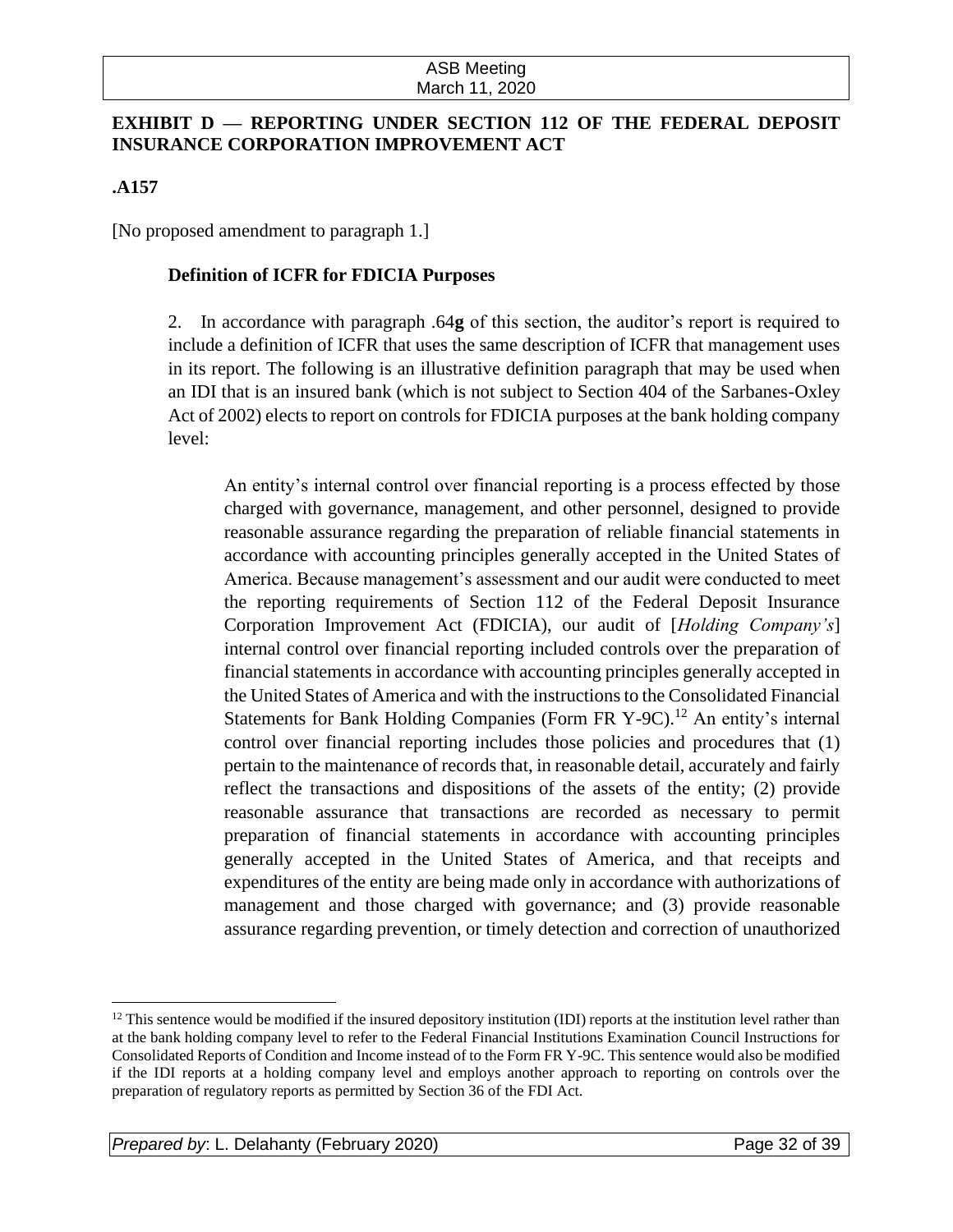## EXHIBIT D — REPORTING UNDER SECTION 112 OF THE FEDERAL DEPOSIT INSURANCE CORPORATION IMPROVEMENT ACT

**.A157**

[No proposed amendment to paragraph 1.]

### Definition of ICFR for FDICIA Purposes

2. In accordance with paragraph .64**g** of this section, the auditor's report is required to include a definition of ICFR that uses the same description of ICFR that management uses in its report. The following is an illustrative definition paragraph that may be used when an IDI that is an insured bank (which is not subject to Section 404 of the Sarbanes-Oxley Act of 2002) elects to report on controls for FDICIA purposes at the bank holding company level:

> An entity's internal control over financial reporting is a process effected by those charged with governance, management, and other personnel, designed to provide reasonable assurance regarding the preparation of reliable financial statements in accordance with accounting principles generally accepted in the United States of America. Because management's assessment and our audit were conducted to meet the reporting requirements of Section 112 of the Federal Deposit Insurance Corporation Improvement Act (FDICIA), our audit of [*Holding Company's*] internal control over financial reporting included controls over the preparation of financial statements in accordance with accounting principles generally accepted in the United States of America and with the instructions to the Consolidated Financial Statements for Bank Holding Companies (Form FR Y-9C).[12] An entity's internal control over financial reporting includes those policies and procedures that (1) pertain to the maintenance of records that, in reasonable detail, accurately and fairly reflect the transactions and dispositions of the assets of the entity; (2) provide reasonable assurance that transactions are recorded as necessary to permit preparation of financial statements in accordance with accounting principles generally accepted in the United States of America, and that receipts and expenditures of the entity are being made only in accordance with authorizations of management and those charged with governance; and (3) provide reasonable assurance regarding prevention, or timely detection and correction of unauthorized

---

[12] This sentence would be modified if the insured depository institution (IDI) reports at the institution level rather than at the bank holding company level to refer to the Federal Financial Institutions Examination Council Instructions for Consolidated Reports of Condition and Income instead of to the Form FR Y-9C. This sentence would also be modified if the IDI reports at a holding company level and employs another approach to reporting on controls over the preparation of regulatory reports as permitted by Section 36 of the FDI Act.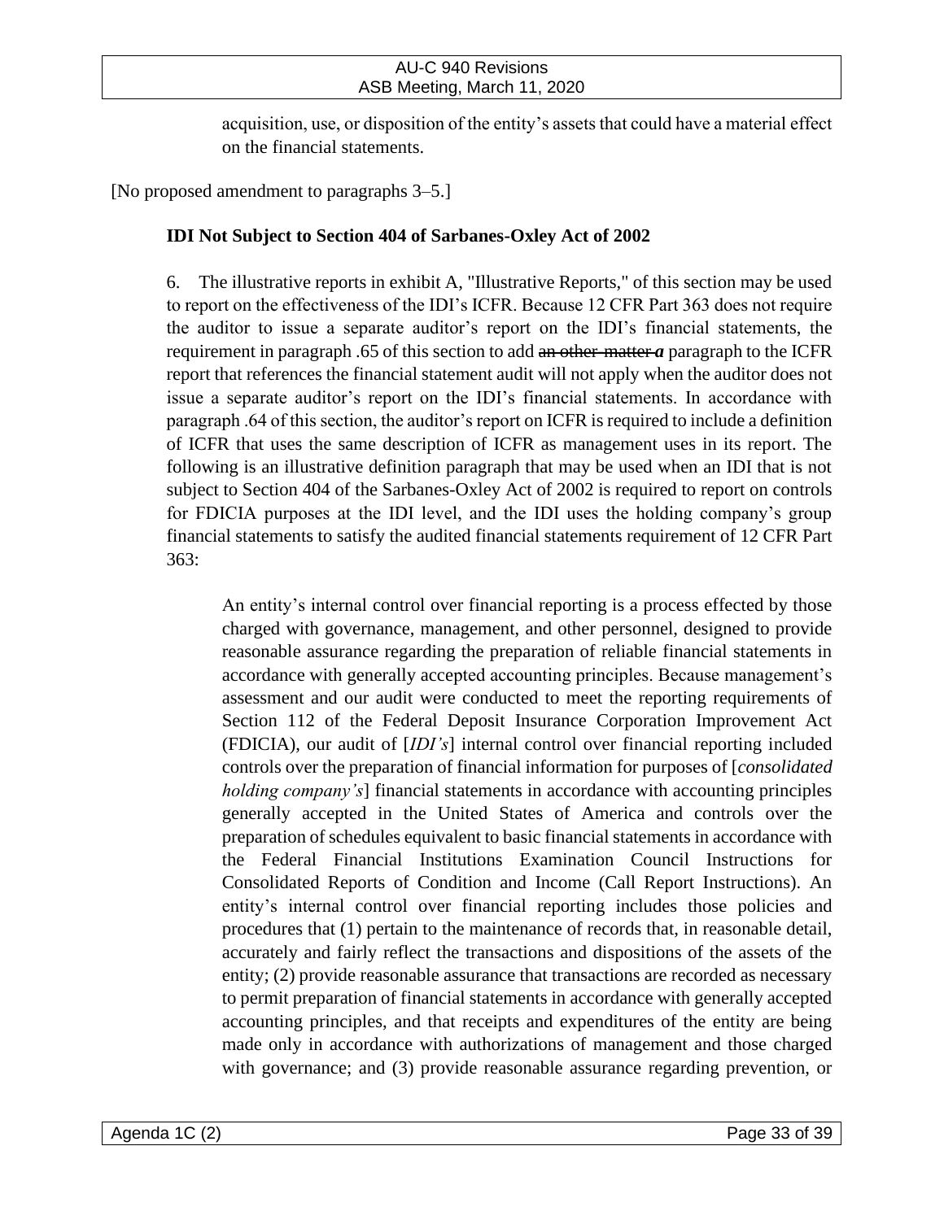acquisition, use, or disposition of the entity's assets that could have a material effect on the financial statements.

[No proposed amendment to paragraphs 3–5.]

**IDI Not Subject to Section 404 of Sarbanes-Oxley Act of 2002**

6. The illustrative reports in exhibit A, "Illustrative Reports," of this section may be used to report on the effectiveness of the IDI's ICFR. Because 12 CFR Part 363 does not require the auditor to issue a separate auditor's report on the IDI's financial statements, the requirement in paragraph .65 of this section to add ~~an other-matter~~ ***a*** paragraph to the ICFR report that references the financial statement audit will not apply when the auditor does not issue a separate auditor's report on the IDI's financial statements. In accordance with paragraph .64 of this section, the auditor's report on ICFR is required to include a definition of ICFR that uses the same description of ICFR as management uses in its report. The following is an illustrative definition paragraph that may be used when an IDI that is not subject to Section 404 of the Sarbanes-Oxley Act of 2002 is required to report on controls for FDICIA purposes at the IDI level, and the IDI uses the holding company's group financial statements to satisfy the audited financial statements requirement of 12 CFR Part 363:

> An entity's internal control over financial reporting is a process effected by those charged with governance, management, and other personnel, designed to provide reasonable assurance regarding the preparation of reliable financial statements in accordance with generally accepted accounting principles. Because management's assessment and our audit were conducted to meet the reporting requirements of Section 112 of the Federal Deposit Insurance Corporation Improvement Act (FDICIA), our audit of [*IDI's*] internal control over financial reporting included controls over the preparation of financial information for purposes of [*consolidated holding company's*] financial statements in accordance with accounting principles generally accepted in the United States of America and controls over the preparation of schedules equivalent to basic financial statements in accordance with the Federal Financial Institutions Examination Council Instructions for Consolidated Reports of Condition and Income (Call Report Instructions). An entity's internal control over financial reporting includes those policies and procedures that (1) pertain to the maintenance of records that, in reasonable detail, accurately and fairly reflect the transactions and dispositions of the assets of the entity; (2) provide reasonable assurance that transactions are recorded as necessary to permit preparation of financial statements in accordance with generally accepted accounting principles, and that receipts and expenditures of the entity are being made only in accordance with authorizations of management and those charged with governance; and (3) provide reasonable assurance regarding prevention, or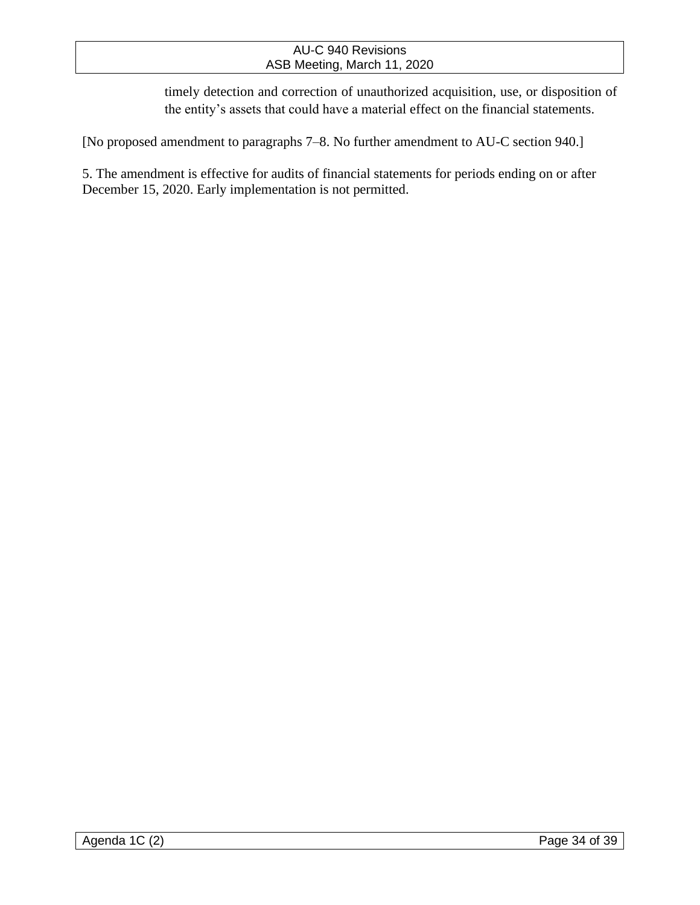timely detection and correction of unauthorized acquisition, use, or disposition of the entity's assets that could have a material effect on the financial statements.

[No proposed amendment to paragraphs 7–8. No further amendment to AU-C section 940.]

5. The amendment is effective for audits of financial statements for periods ending on or after December 15, 2020. Early implementation is not permitted.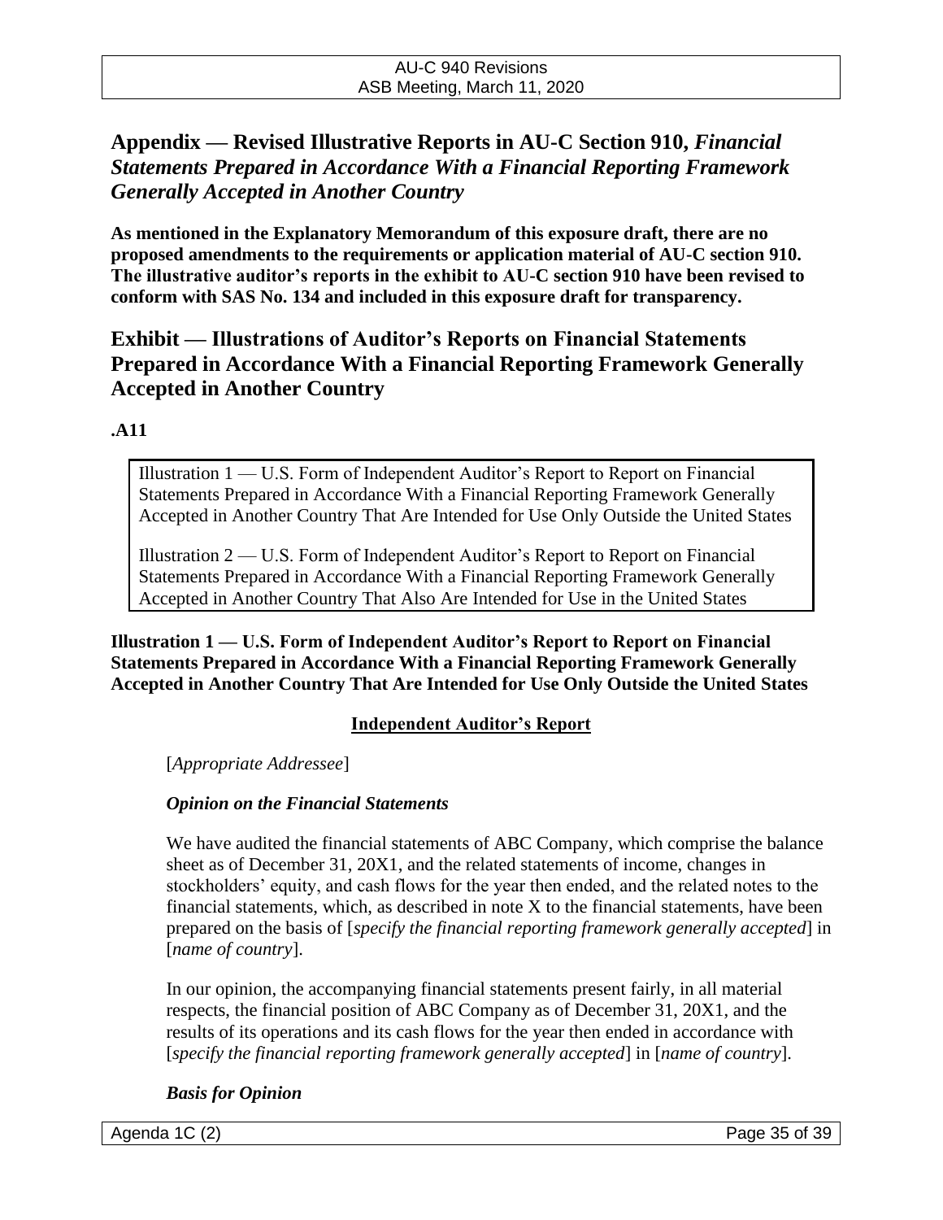## Appendix — Revised Illustrative Reports in AU-C Section 910, *Financial Statements Prepared in Accordance With a Financial Reporting Framework Generally Accepted in Another Country*

**As mentioned in the Explanatory Memorandum of this exposure draft, there are no proposed amendments to the requirements or application material of AU-C section 910. The illustrative auditor's reports in the exhibit to AU-C section 910 have been revised to conform with SAS No. 134 and included in this exposure draft for transparency.**

## Exhibit — Illustrations of Auditor's Reports on Financial Statements Prepared in Accordance With a Financial Reporting Framework Generally Accepted in Another Country

**.A11**

Illustration 1 — U.S. Form of Independent Auditor's Report to Report on Financial Statements Prepared in Accordance With a Financial Reporting Framework Generally Accepted in Another Country That Are Intended for Use Only Outside the United States

Illustration 2 — U.S. Form of Independent Auditor's Report to Report on Financial Statements Prepared in Accordance With a Financial Reporting Framework Generally Accepted in Another Country That Also Are Intended for Use in the United States

**Illustration 1 — U.S. Form of Independent Auditor's Report to Report on Financial Statements Prepared in Accordance With a Financial Reporting Framework Generally Accepted in Another Country That Are Intended for Use Only Outside the United States**

**Independent Auditor's Report**

[*Appropriate Addressee*]

***Opinion on the Financial Statements***

We have audited the financial statements of ABC Company, which comprise the balance sheet as of December 31, 20X1, and the related statements of income, changes in stockholders' equity, and cash flows for the year then ended, and the related notes to the financial statements, which, as described in note X to the financial statements, have been prepared on the basis of [*specify the financial reporting framework generally accepted*] in [*name of country*].

In our opinion, the accompanying financial statements present fairly, in all material respects, the financial position of ABC Company as of December 31, 20X1, and the results of its operations and its cash flows for the year then ended in accordance with [*specify the financial reporting framework generally accepted*] in [*name of country*].

***Basis for Opinion***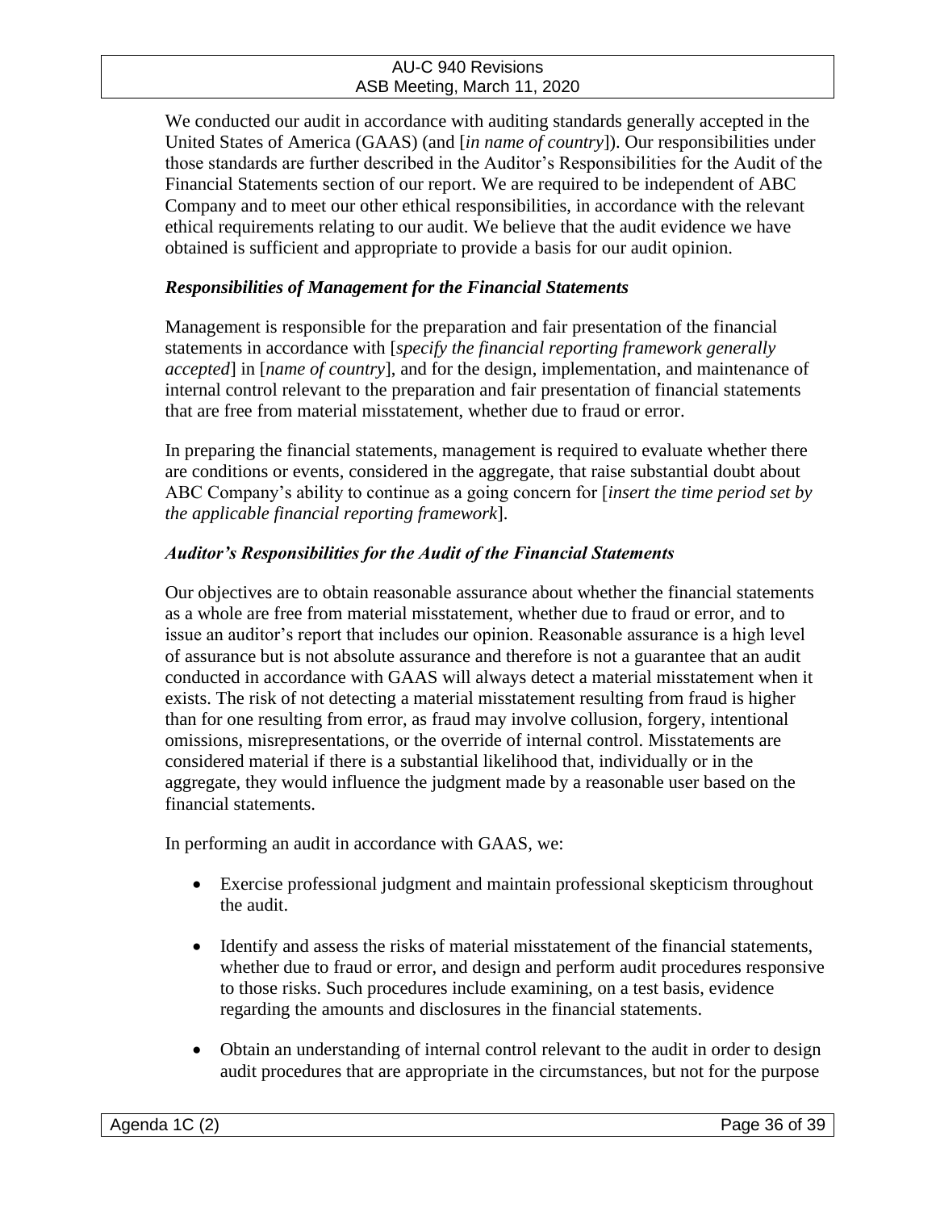We conducted our audit in accordance with auditing standards generally accepted in the United States of America (GAAS) (and [*in name of country*]). Our responsibilities under those standards are further described in the Auditor's Responsibilities for the Audit of the Financial Statements section of our report. We are required to be independent of ABC Company and to meet our other ethical responsibilities, in accordance with the relevant ethical requirements relating to our audit. We believe that the audit evidence we have obtained is sufficient and appropriate to provide a basis for our audit opinion.

***Responsibilities of Management for the Financial Statements***

Management is responsible for the preparation and fair presentation of the financial statements in accordance with [*specify the financial reporting framework generally accepted*] in [*name of country*], and for the design, implementation, and maintenance of internal control relevant to the preparation and fair presentation of financial statements that are free from material misstatement, whether due to fraud or error.

In preparing the financial statements, management is required to evaluate whether there are conditions or events, considered in the aggregate, that raise substantial doubt about ABC Company's ability to continue as a going concern for [*insert the time period set by the applicable financial reporting framework*].

***Auditor's Responsibilities for the Audit of the Financial Statements***

Our objectives are to obtain reasonable assurance about whether the financial statements as a whole are free from material misstatement, whether due to fraud or error, and to issue an auditor's report that includes our opinion. Reasonable assurance is a high level of assurance but is not absolute assurance and therefore is not a guarantee that an audit conducted in accordance with GAAS will always detect a material misstatement when it exists. The risk of not detecting a material misstatement resulting from fraud is higher than for one resulting from error, as fraud may involve collusion, forgery, intentional omissions, misrepresentations, or the override of internal control. Misstatements are considered material if there is a substantial likelihood that, individually or in the aggregate, they would influence the judgment made by a reasonable user based on the financial statements.

In performing an audit in accordance with GAAS, we:

- Exercise professional judgment and maintain professional skepticism throughout the audit.

- Identify and assess the risks of material misstatement of the financial statements, whether due to fraud or error, and design and perform audit procedures responsive to those risks. Such procedures include examining, on a test basis, evidence regarding the amounts and disclosures in the financial statements.

- Obtain an understanding of internal control relevant to the audit in order to design audit procedures that are appropriate in the circumstances, but not for the purpose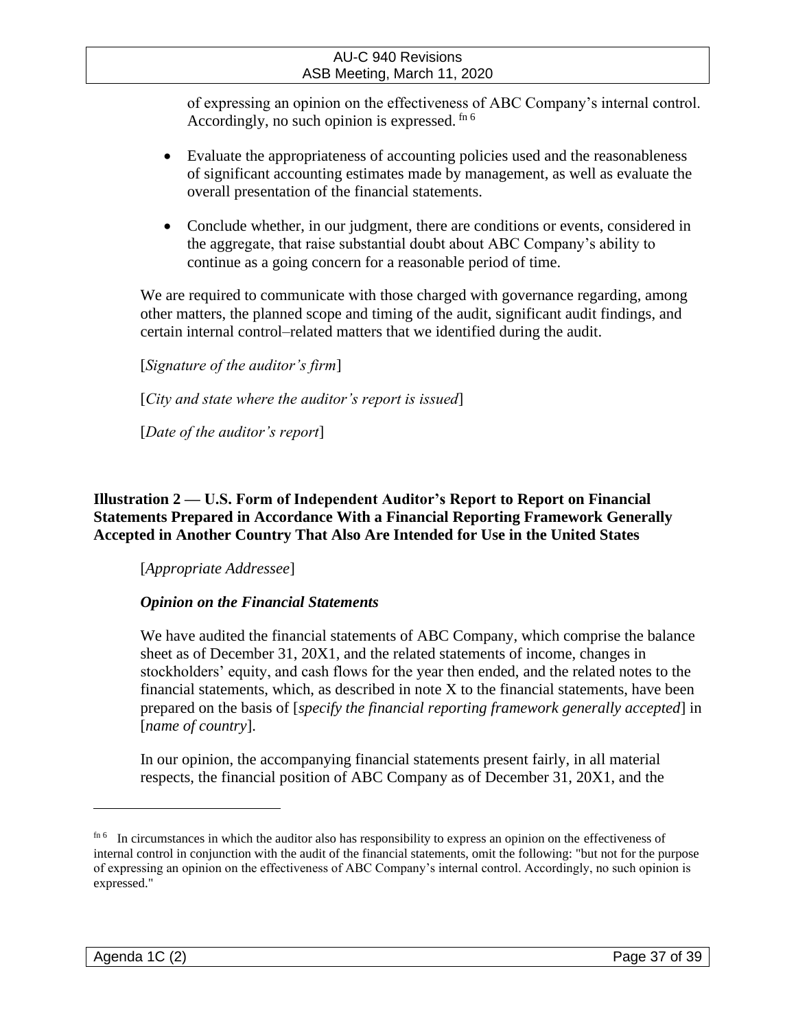of expressing an opinion on the effectiveness of ABC Company's internal control. Accordingly, no such opinion is expressed.[fn 6]

- Evaluate the appropriateness of accounting policies used and the reasonableness of significant accounting estimates made by management, as well as evaluate the overall presentation of the financial statements.
- Conclude whether, in our judgment, there are conditions or events, considered in the aggregate, that raise substantial doubt about ABC Company's ability to continue as a going concern for a reasonable period of time.

We are required to communicate with those charged with governance regarding, among other matters, the planned scope and timing of the audit, significant audit findings, and certain internal control–related matters that we identified during the audit.

[*Signature of the auditor's firm*]

[*City and state where the auditor's report is issued*]

[*Date of the auditor's report*]

**Illustration 2 — U.S. Form of Independent Auditor's Report to Report on Financial Statements Prepared in Accordance With a Financial Reporting Framework Generally Accepted in Another Country That Also Are Intended for Use in the United States**

[*Appropriate Addressee*]

***Opinion on the Financial Statements***

We have audited the financial statements of ABC Company, which comprise the balance sheet as of December 31, 20X1, and the related statements of income, changes in stockholders' equity, and cash flows for the year then ended, and the related notes to the financial statements, which, as described in note X to the financial statements, have been prepared on the basis of [*specify the financial reporting framework generally accepted*] in [*name of country*].

In our opinion, the accompanying financial statements present fairly, in all material respects, the financial position of ABC Company as of December 31, 20X1, and the

[fn 6] In circumstances in which the auditor also has responsibility to express an opinion on the effectiveness of internal control in conjunction with the audit of the financial statements, omit the following: "but not for the purpose of expressing an opinion on the effectiveness of ABC Company's internal control. Accordingly, no such opinion is expressed."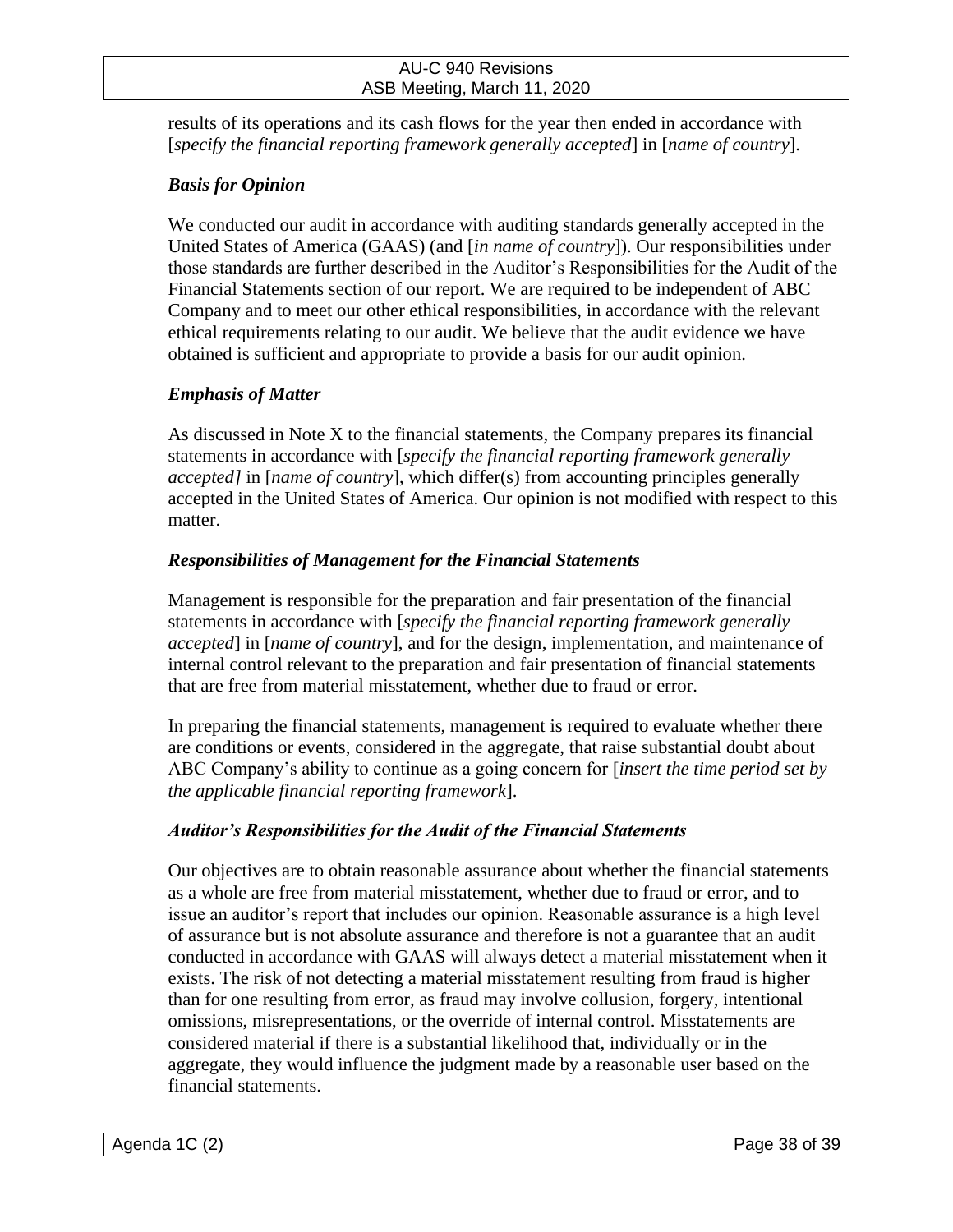results of its operations and its cash flows for the year then ended in accordance with [*specify the financial reporting framework generally accepted*] in [*name of country*].

***Basis for Opinion***

We conducted our audit in accordance with auditing standards generally accepted in the United States of America (GAAS) (and [*in name of country*]). Our responsibilities under those standards are further described in the Auditor's Responsibilities for the Audit of the Financial Statements section of our report. We are required to be independent of ABC Company and to meet our other ethical responsibilities, in accordance with the relevant ethical requirements relating to our audit. We believe that the audit evidence we have obtained is sufficient and appropriate to provide a basis for our audit opinion.

***Emphasis of Matter***

As discussed in Note X to the financial statements, the Company prepares its financial statements in accordance with [*specify the financial reporting framework generally accepted]* in [*name of country*], which differ(s) from accounting principles generally accepted in the United States of America. Our opinion is not modified with respect to this matter.

***Responsibilities of Management for the Financial Statements***

Management is responsible for the preparation and fair presentation of the financial statements in accordance with [*specify the financial reporting framework generally accepted*] in [*name of country*], and for the design, implementation, and maintenance of internal control relevant to the preparation and fair presentation of financial statements that are free from material misstatement, whether due to fraud or error.

In preparing the financial statements, management is required to evaluate whether there are conditions or events, considered in the aggregate, that raise substantial doubt about ABC Company's ability to continue as a going concern for [*insert the time period set by the applicable financial reporting framework*].

***Auditor's Responsibilities for the Audit of the Financial Statements***

Our objectives are to obtain reasonable assurance about whether the financial statements as a whole are free from material misstatement, whether due to fraud or error, and to issue an auditor's report that includes our opinion. Reasonable assurance is a high level of assurance but is not absolute assurance and therefore is not a guarantee that an audit conducted in accordance with GAAS will always detect a material misstatement when it exists. The risk of not detecting a material misstatement resulting from fraud is higher than for one resulting from error, as fraud may involve collusion, forgery, intentional omissions, misrepresentations, or the override of internal control. Misstatements are considered material if there is a substantial likelihood that, individually or in the aggregate, they would influence the judgment made by a reasonable user based on the financial statements.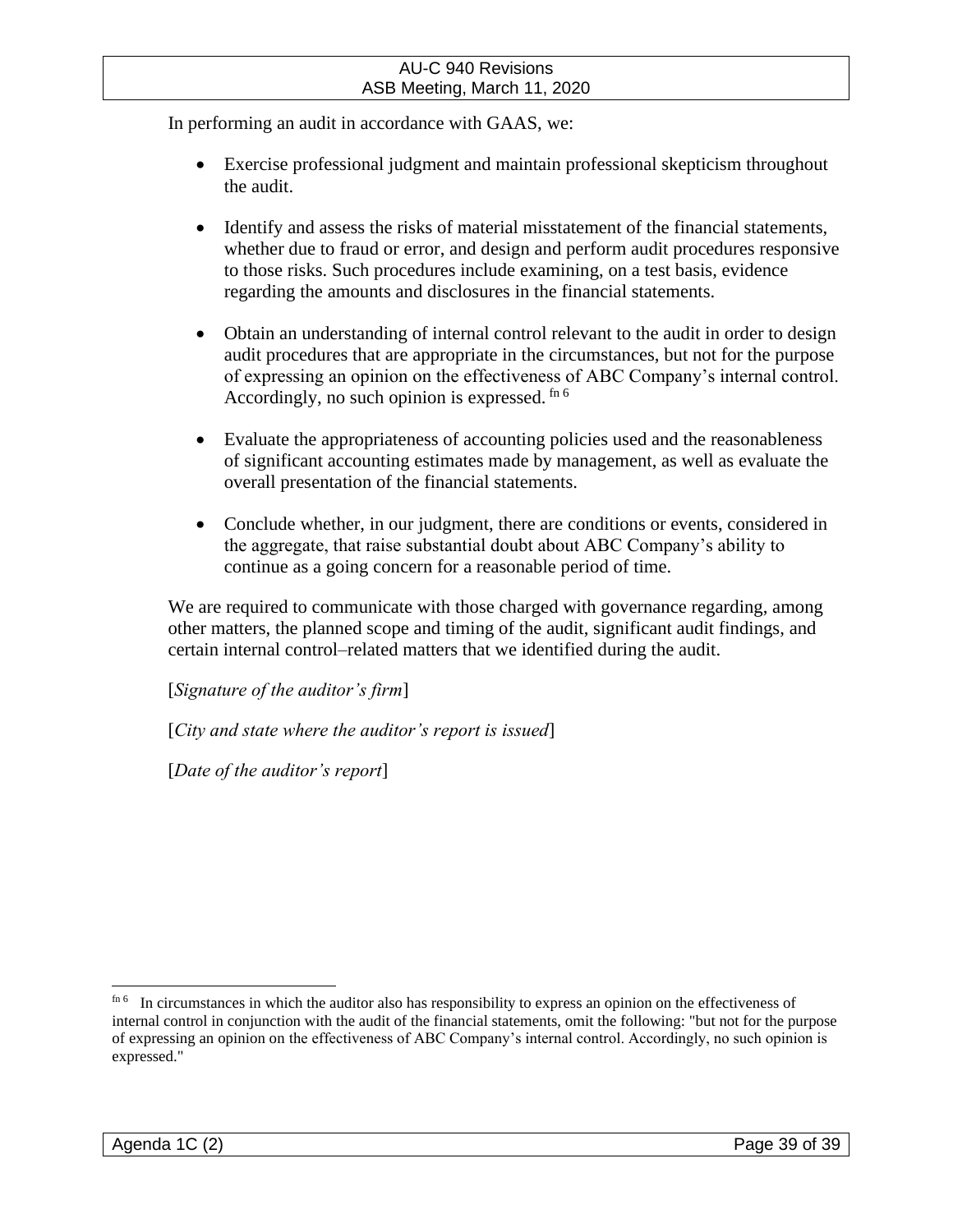In performing an audit in accordance with GAAS, we:

- Exercise professional judgment and maintain professional skepticism throughout the audit.

- Identify and assess the risks of material misstatement of the financial statements, whether due to fraud or error, and design and perform audit procedures responsive to those risks. Such procedures include examining, on a test basis, evidence regarding the amounts and disclosures in the financial statements.

- Obtain an understanding of internal control relevant to the audit in order to design audit procedures that are appropriate in the circumstances, but not for the purpose of expressing an opinion on the effectiveness of ABC Company's internal control. Accordingly, no such opinion is expressed.[fn 6]

- Evaluate the appropriateness of accounting policies used and the reasonableness of significant accounting estimates made by management, as well as evaluate the overall presentation of the financial statements.

- Conclude whether, in our judgment, there are conditions or events, considered in the aggregate, that raise substantial doubt about ABC Company's ability to continue as a going concern for a reasonable period of time.

We are required to communicate with those charged with governance regarding, among other matters, the planned scope and timing of the audit, significant audit findings, and certain internal control–related matters that we identified during the audit.

[*Signature of the auditor's firm*]

[*City and state where the auditor's report is issued*]

[*Date of the auditor's report*]

---

[fn 6] In circumstances in which the auditor also has responsibility to express an opinion on the effectiveness of internal control in conjunction with the audit of the financial statements, omit the following: "but not for the purpose of expressing an opinion on the effectiveness of ABC Company's internal control. Accordingly, no such opinion is expressed."